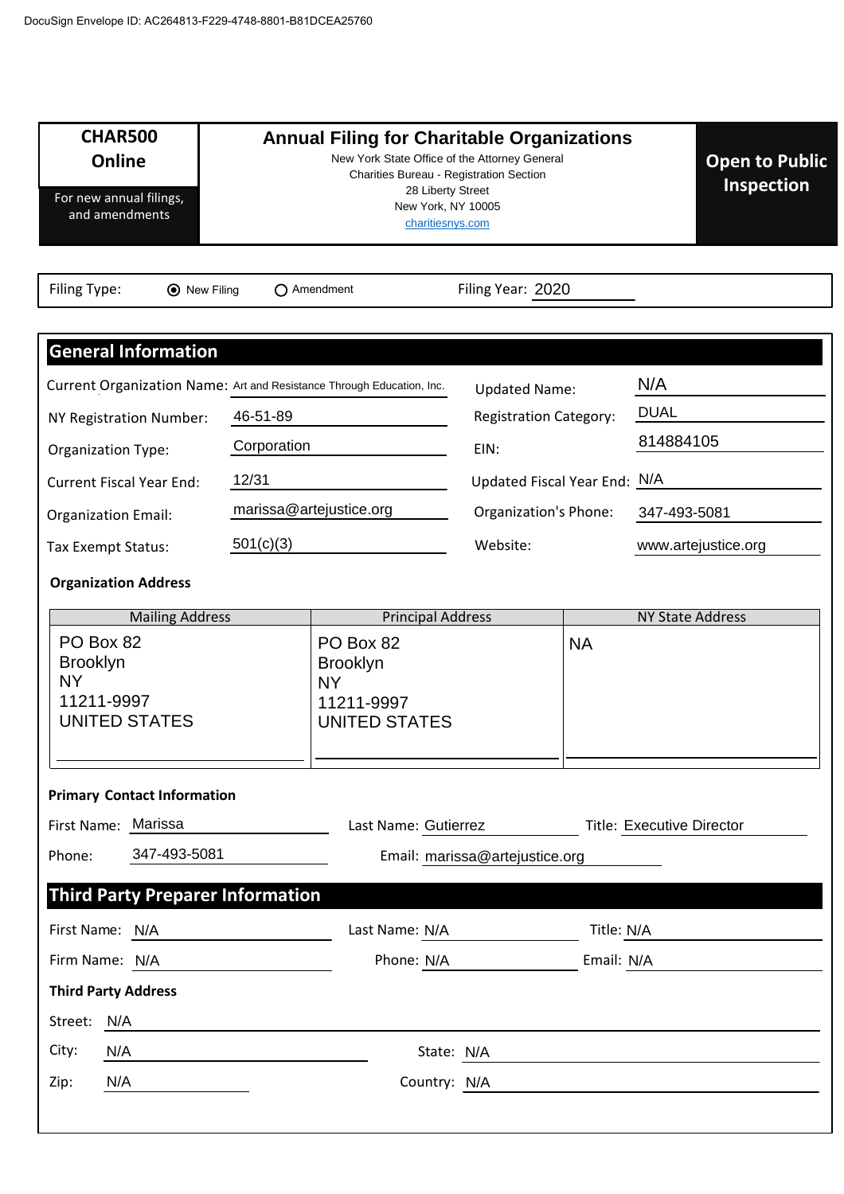DocuSign Envelope ID: AC264813-F229-4748-8801-B81DCEA25760

| **CHAR500 Online**<br>For new annual filings, and amendments | **Annual Filing for Charitable Organizations**<br>New York State Office of the Attorney General<br>Charities Bureau - Registration Section<br>28 Liberty Street<br>New York, NY 10005<br>charitiesnys.com | **Open to Public Inspection** |
|---|---|---|

Filing Type: ◉ New Filing ○ Amendment Filing Year: 2020

## General Information

| | | | |
|---|---|---|---|
| Current Organization Name: | Art and Resistance Through Education, Inc. | Updated Name: | N/A |
| NY Registration Number: | 46-51-89 | Registration Category: | DUAL |
| Organization Type: | Corporation | EIN: | 814884105 |
| Current Fiscal Year End: | 12/31 | Updated Fiscal Year End: | N/A |
| Organization Email: | marissa@artejustice.org | Organization's Phone: | 347-493-5081 |
| Tax Exempt Status: | 501(c)(3) | Website: | www.artejustice.org |

**Organization Address**

| Mailing Address | Principal Address | NY State Address |
|---|---|---|
| PO Box 82<br>Brooklyn<br>NY<br>11211-9997<br>UNITED STATES | PO Box 82<br>Brooklyn<br>NY<br>11211-9997<br>UNITED STATES | NA |

**Primary Contact Information**

First Name: Marissa Last Name: Gutierrez Title: Executive Director

Phone: 347-493-5081 Email: marissa@artejustice.org

## Third Party Preparer Information

First Name: N/A Last Name: N/A Title: N/A

Firm Name: N/A Phone: N/A Email: N/A

**Third Party Address**

Street: N/A

City: N/A State: N/A

Zip: N/A Country: N/A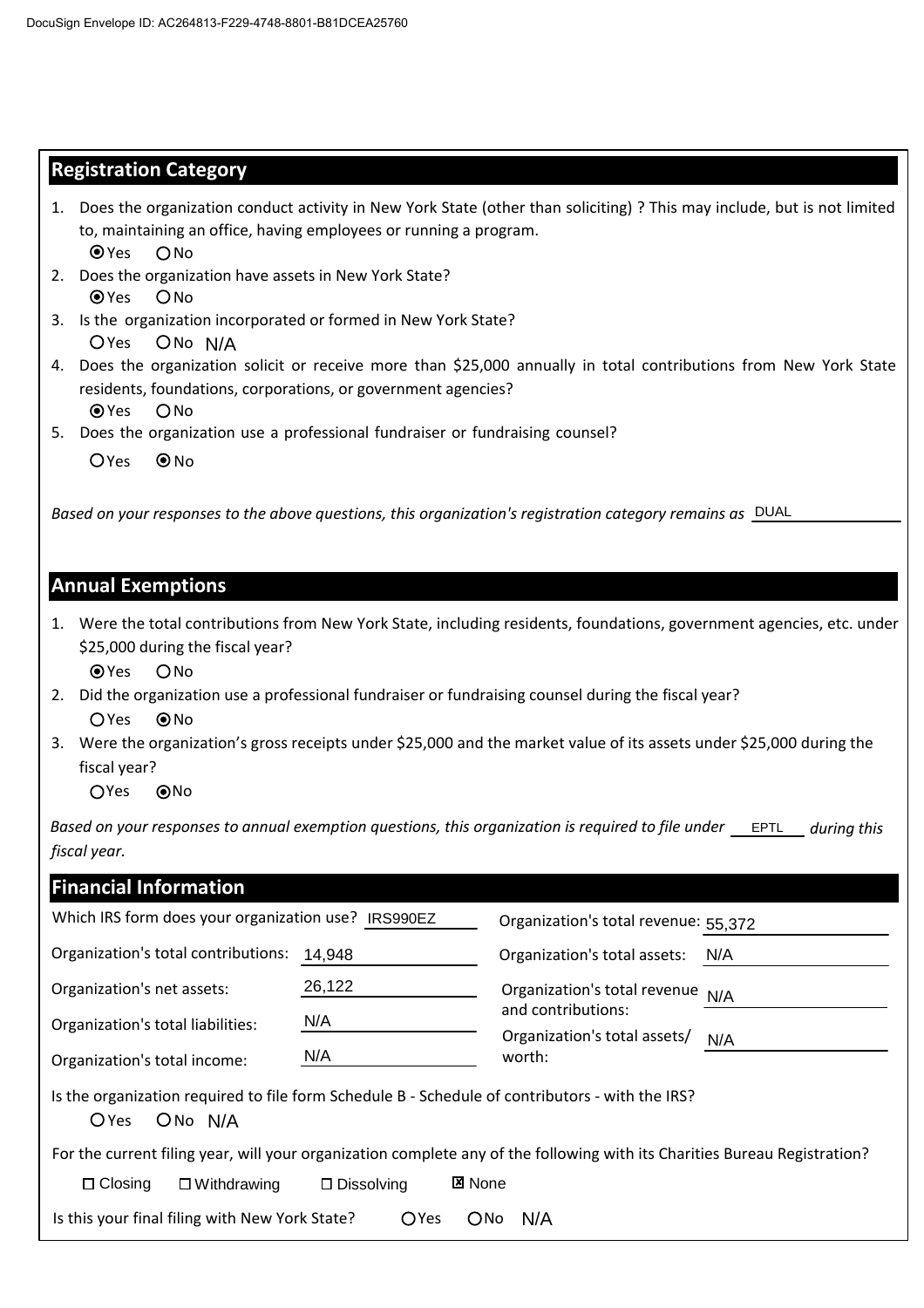DocuSign Envelope ID: AC264813-F229-4748-8801-B81DCEA25760

## Registration Category

1. Does the organization conduct activity in New York State (other than soliciting) ? This may include, but is not limited to, maintaining an office, having employees or running a program.
   ⦿ Yes ○ No
2. Does the organization have assets in New York State?
   ⦿ Yes ○ No
3. Is the organization incorporated or formed in New York State?
   ○ Yes ○ No N/A
4. Does the organization solicit or receive more than $25,000 annually in total contributions from New York State residents, foundations, corporations, or government agencies?
   ⦿ Yes ○ No
5. Does the organization use a professional fundraiser or fundraising counsel?
   ○ Yes ⦿ No

*Based on your responses to the above questions, this organization's registration category remains as* DUAL

## Annual Exemptions

1. Were the total contributions from New York State, including residents, foundations, government agencies, etc. under $25,000 during the fiscal year?
   ⦿ Yes ○ No
2. Did the organization use a professional fundraiser or fundraising counsel during the fiscal year?
   ○ Yes ⦿ No
3. Were the organization's gross receipts under $25,000 and the market value of its assets under $25,000 during the fiscal year?
   ○ Yes ⦿ No

*Based on your responses to annual exemption questions, this organization is required to file under* EPTL *during this fiscal year.*

## Financial Information

| | | | |
|---|---|---|---|
| Which IRS form does your organization use? | IRS990EZ | Organization's total revenue: | 55,372 |
| Organization's total contributions: | 14,948 | Organization's total assets: | N/A |
| Organization's net assets: | 26,122 | Organization's total revenue and contributions: | N/A |
| Organization's total liabilities: | N/A | Organization's total assets/ worth: | N/A |
| Organization's total income: | N/A | | |

Is the organization required to file form Schedule B - Schedule of contributors - with the IRS?
○ Yes ○ No N/A

For the current filing year, will your organization complete any of the following with its Charities Bureau Registration?

☐ Closing ☐ Withdrawing ☐ Dissolving ☒ None

Is this your final filing with New York State? ○ Yes ○ No N/A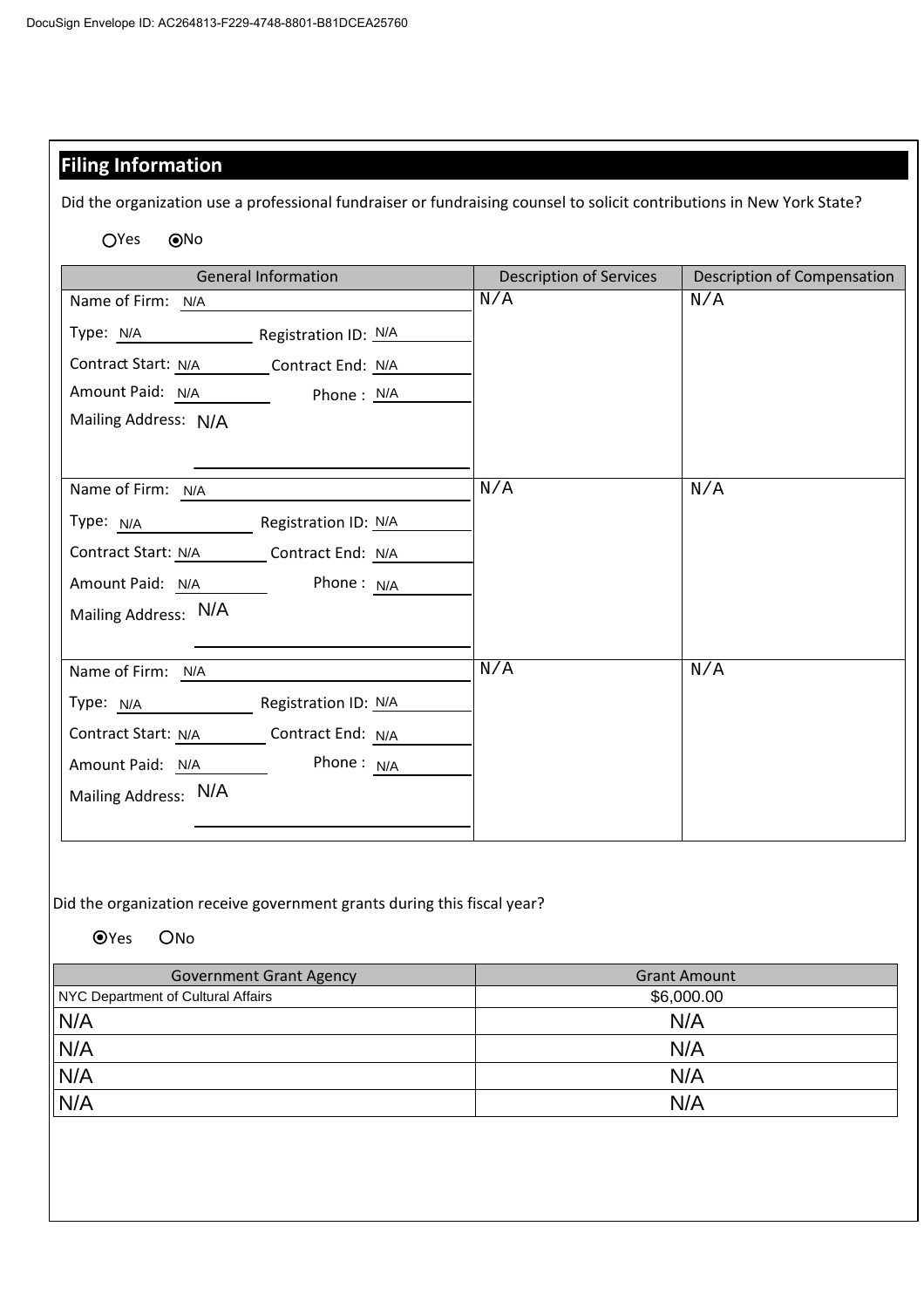## Filing Information

Did the organization use a professional fundraiser or fundraising counsel to solicit contributions in New York State?

○ Yes ◉ No

| General Information | Description of Services | Description of Compensation |
|---|---|---|
| Name of Firm: N/A<br>Type: N/A Registration ID: N/A<br>Contract Start: N/A Contract End: N/A<br>Amount Paid: N/A Phone : N/A<br>Mailing Address: N/A | N/A | N/A |
| Name of Firm: N/A<br>Type: N/A Registration ID: N/A<br>Contract Start: N/A Contract End: N/A<br>Amount Paid: N/A Phone : N/A<br>Mailing Address: N/A | N/A | N/A |
| Name of Firm: N/A<br>Type: N/A Registration ID: N/A<br>Contract Start: N/A Contract End: N/A<br>Amount Paid: N/A Phone : N/A<br>Mailing Address: N/A | N/A | N/A |

Did the organization receive government grants during this fiscal year?

◉ Yes ○ No

| Government Grant Agency | Grant Amount |
|---|---|
| NYC Department of Cultural Affairs | $6,000.00 |
| N/A | N/A |
| N/A | N/A |
| N/A | N/A |
| N/A | N/A |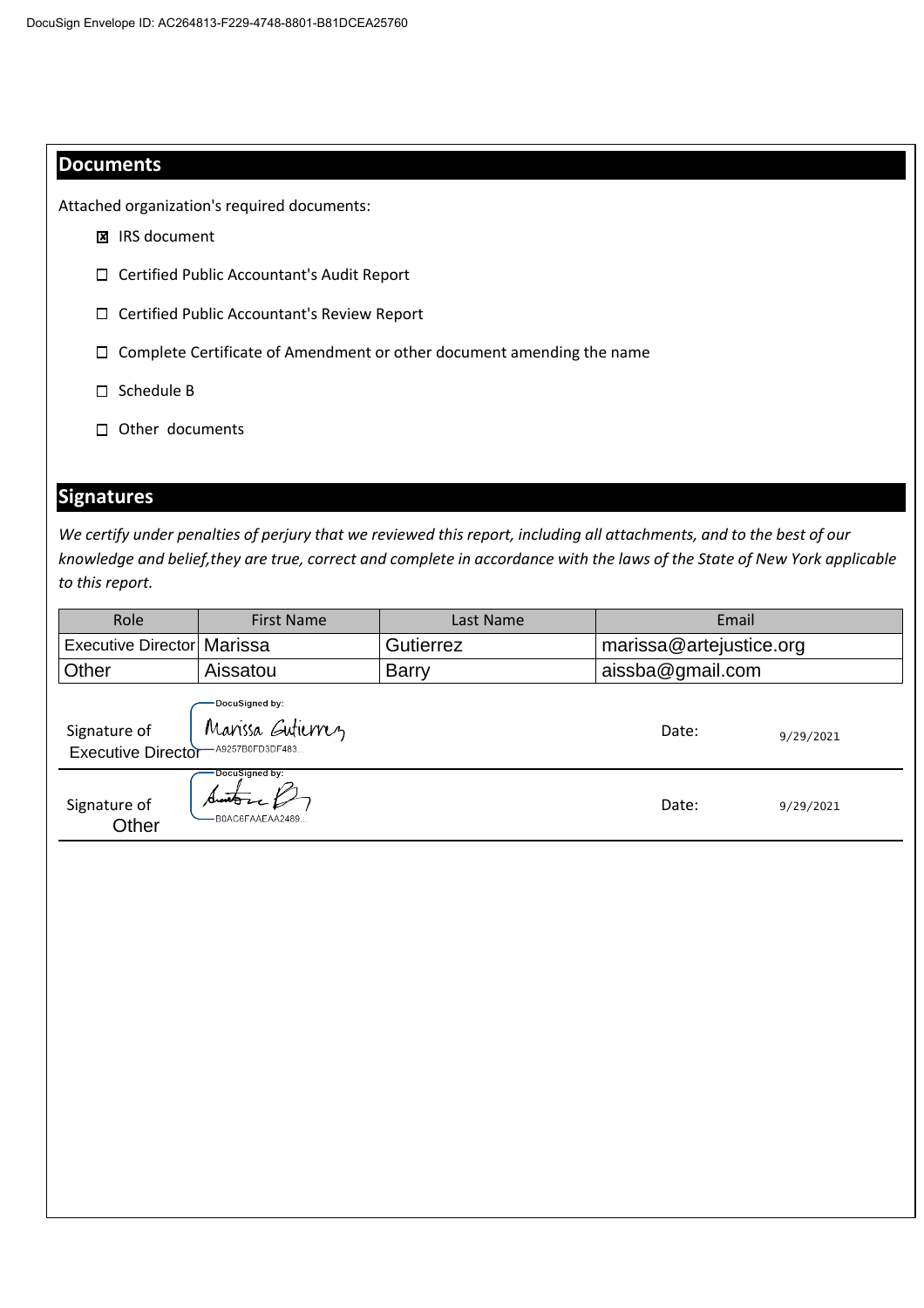DocuSign Envelope ID: AC264813-F229-4748-8801-B81DCEA25760

## Documents

Attached organization's required documents:

- [x] IRS document
- [ ] Certified Public Accountant's Audit Report
- [ ] Certified Public Accountant's Review Report
- [ ] Complete Certificate of Amendment or other document amending the name
- [ ] Schedule B
- [ ] Other documents

## Signatures

*We certify under penalties of perjury that we reviewed this report, including all attachments, and to the best of our knowledge and belief,they are true, correct and complete in accordance with the laws of the State of New York applicable to this report.*

| Role | First Name | Last Name | Email |
|---|---|---|---|
| Executive Director | Marissa | Gutierrez | marissa@artejustice.org |
| Other | Aissatou | Barry | aissba@gmail.com |

Signature of Executive Director — DocuSigned by: Marissa Gutierrez — A9257B0FD3DF483... Date: 9/29/2021

Signature of Other — DocuSigned by: [signature] — B0AC6FAAEAA2489... Date: 9/29/2021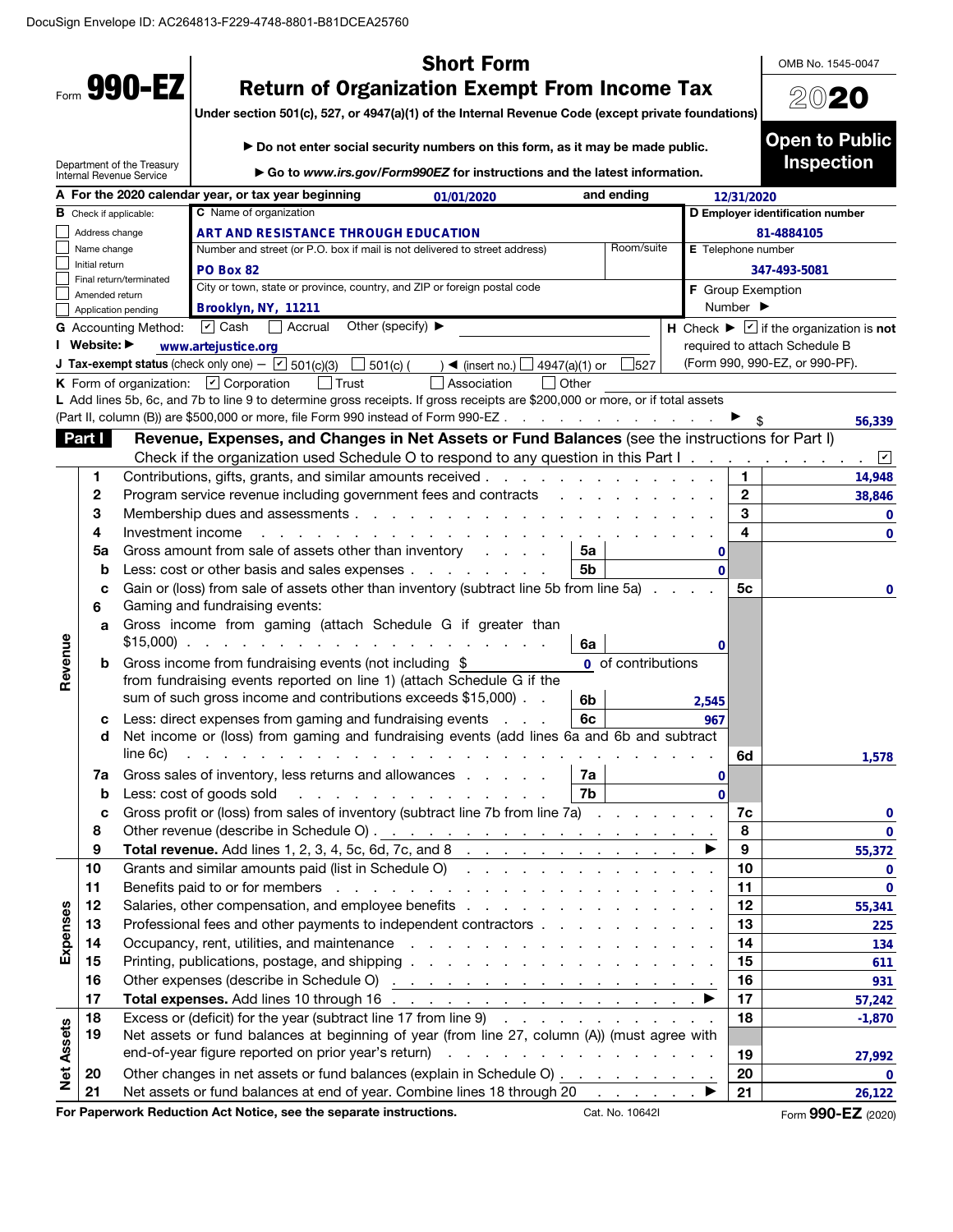DocuSign Envelope ID: AC264813-F229-4748-8801-B81DCEA25760

Form **990-EZ**

Department of the Treasury
Internal Revenue Service

# Short Form
# Return of Organization Exempt From Income Tax

**Under section 501(c), 527, or 4947(a)(1) of the Internal Revenue Code (except private foundations)**

▶ **Do not enter social security numbers on this form, as it may be made public.**

▶ **Go to *www.irs.gov/Form990EZ* for instructions and the latest information.**

OMB No. 1545-0047

**2020**

**Open to Public Inspection**

**A** For the 2020 calendar year, or tax year beginning 01/01/2020 and ending 12/31/2020

**B** Check if applicable:
- ☐ Address change
- ☐ Name change
- ☐ Initial return
- ☐ Final return/terminated
- ☐ Amended return
- ☐ Application pending

**C** Name of organization: **ART AND RESISTANCE THROUGH EDUCATION**

Number and street (or P.O. box if mail is not delivered to street address): **PO Box 82**

Room/suite:

City or town, state or province, country, and ZIP or foreign postal code: **Brooklyn, NY, 11211**

**D** Employer identification number: **81-4884105**

**E** Telephone number: **347-493-5081**

**F** Group Exemption Number ▶

**G** Accounting Method: ☑ Cash ☐ Accrual Other (specify) ▶

**H** Check ▶ ☑ if the organization is **not** required to attach Schedule B (Form 990, 990-EZ, or 990-PF).

**I** Website: ▶ **www.artejustice.org**

**J** Tax-exempt status (check only one) — ☑ 501(c)(3) ☐ 501(c) ( ) ◀ (insert no.) ☐ 4947(a)(1) or ☐ 527

**K** Form of organization: ☑ Corporation ☐ Trust ☐ Association ☐ Other

**L** Add lines 5b, 6c, and 7b to line 9 to determine gross receipts. If gross receipts are $200,000 or more, or if total assets (Part II, column (B)) are $500,000 or more, file Form 990 instead of Form 990-EZ ▶ $ **56,339**

## Part I Revenue, Expenses, and Changes in Net Assets or Fund Balances (see the instructions for Part I)

Check if the organization used Schedule O to respond to any question in this Part I ☑

| Section | Line | Description | Sub-line | Sub-amount | Line | Amount |
|---|---|---|---|---|---|---|
| Revenue | 1 | Contributions, gifts, grants, and similar amounts received | | | 1 | 14,948 |
| | 2 | Program service revenue including government fees and contracts | | | 2 | 38,846 |
| | 3 | Membership dues and assessments | | | 3 | 0 |
| | 4 | Investment income | | | 4 | 0 |
| | 5a | Gross amount from sale of assets other than inventory | 5a | 0 | | |
| | b | Less: cost or other basis and sales expenses | 5b | 0 | | |
| | c | Gain or (loss) from sale of assets other than inventory (subtract line 5b from line 5a) | | | 5c | 0 |
| | 6 | Gaming and fundraising events: | | | | |
| | a | Gross income from gaming (attach Schedule G if greater than $15,000) | 6a | 0 | | |
| | b | Gross income from fundraising events (not including $ 0 of contributions from fundraising events reported on line 1) (attach Schedule G if the sum of such gross income and contributions exceeds $15,000) | 6b | 2,545 | | |
| | c | Less: direct expenses from gaming and fundraising events | 6c | 967 | | |
| | d | Net income or (loss) from gaming and fundraising events (add lines 6a and 6b and subtract line 6c) | | | 6d | 1,578 |
| | 7a | Gross sales of inventory, less returns and allowances | 7a | 0 | | |
| | b | Less: cost of goods sold | 7b | 0 | | |
| | c | Gross profit or (loss) from sales of inventory (subtract line 7b from line 7a) | | | 7c | 0 |
| | 8 | Other revenue (describe in Schedule O) | | | 8 | 0 |
| | 9 | **Total revenue.** Add lines 1, 2, 3, 4, 5c, 6d, 7c, and 8 ▶ | | | 9 | 55,372 |
| Expenses | 10 | Grants and similar amounts paid (list in Schedule O) | | | 10 | 0 |
| | 11 | Benefits paid to or for members | | | 11 | 0 |
| | 12 | Salaries, other compensation, and employee benefits | | | 12 | 55,341 |
| | 13 | Professional fees and other payments to independent contractors | | | 13 | 225 |
| | 14 | Occupancy, rent, utilities, and maintenance | | | 14 | 134 |
| | 15 | Printing, publications, postage, and shipping | | | 15 | 611 |
| | 16 | Other expenses (describe in Schedule O) | | | 16 | 931 |
| | 17 | **Total expenses.** Add lines 10 through 16 ▶ | | | 17 | 57,242 |
| Net Assets | 18 | Excess or (deficit) for the year (subtract line 17 from line 9) | | | 18 | -1,870 |
| | 19 | Net assets or fund balances at beginning of year (from line 27, column (A)) (must agree with end-of-year figure reported on prior year's return) | | | 19 | 27,992 |
| | 20 | Other changes in net assets or fund balances (explain in Schedule O) | | | 20 | 0 |
| | 21 | Net assets or fund balances at end of year. Combine lines 18 through 20 ▶ | | | 21 | 26,122 |

**For Paperwork Reduction Act Notice, see the separate instructions.** Cat. No. 10642I Form **990-EZ** (2020)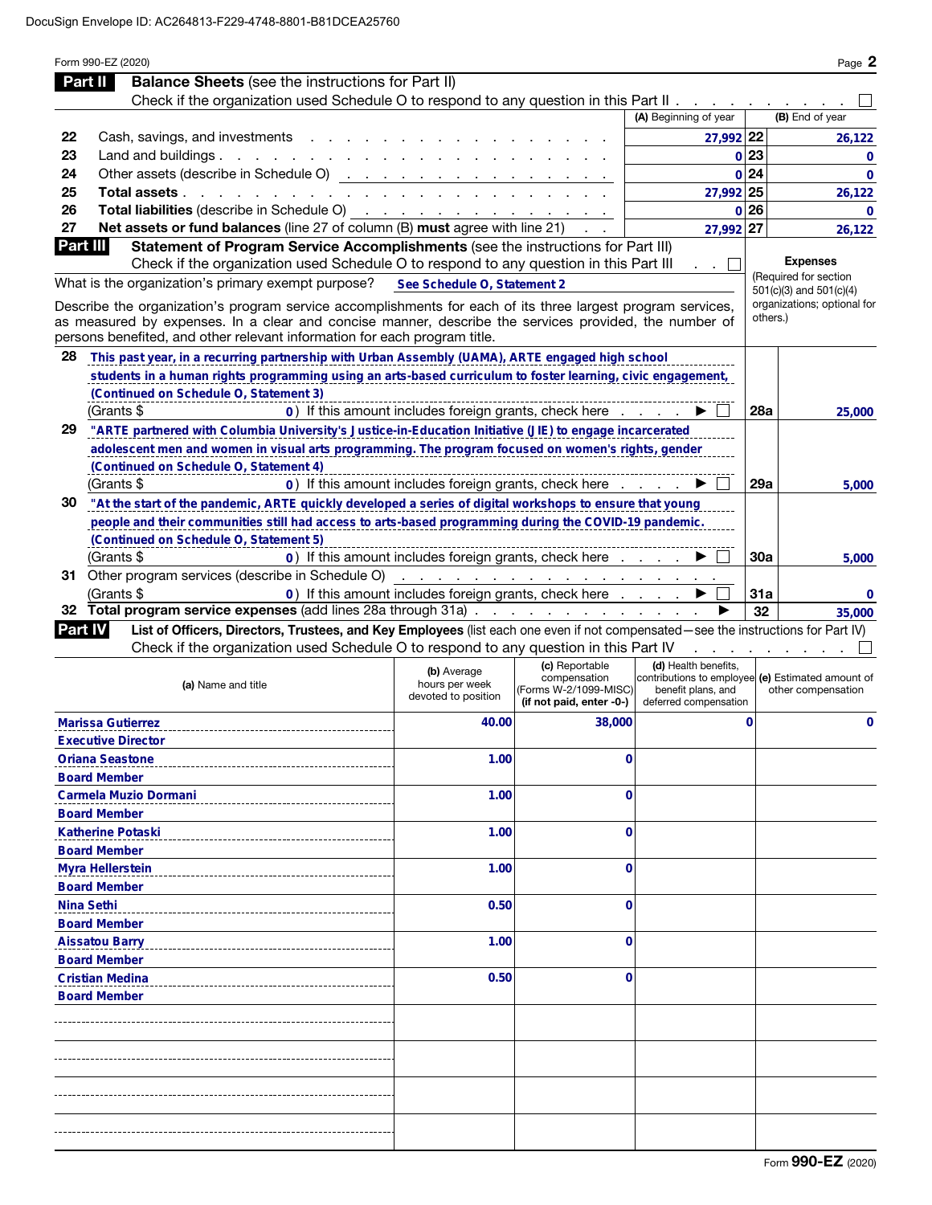DocuSign Envelope ID: AC264813-F229-4748-8801-B81DCEA25760

Form 990-EZ (2020) Page **2**

## Part II Balance Sheets (see the instructions for Part II)

Check if the organization used Schedule O to respond to any question in this Part II . . . . . . . . . . ☐

| | | (A) Beginning of year | | (B) End of year |
|---|---|---|---|---|
| 22 | Cash, savings, and investments | 27,992 | 22 | 26,122 |
| 23 | Land and buildings | 0 | 23 | 0 |
| 24 | Other assets (describe in Schedule O) | 0 | 24 | 0 |
| 25 | **Total assets** | 27,992 | 25 | 26,122 |
| 26 | **Total liabilities** (describe in Schedule O) | 0 | 26 | 0 |
| 27 | **Net assets or fund balances** (line 27 of column (B) **must** agree with line 21) | 27,992 | 27 | 26,122 |

## Part III Statement of Program Service Accomplishments (see the instructions for Part III)

Check if the organization used Schedule O to respond to any question in this Part III . . ☐

What is the organization's primary exempt purpose? See Schedule O, Statement 2

Describe the organization's program service accomplishments for each of its three largest program services, as measured by expenses. In a clear and concise manner, describe the services provided, the number of persons benefited, and other relevant information for each program title.

**Expenses** (Required for section 501(c)(3) and 501(c)(4) organizations; optional for others.)

| | | | Expenses |
|---|---|---|---|
| 28 | This past year, in a recurring partnership with Urban Assembly (UAMA), ARTE engaged high school students in a human rights programming using an arts-based curriculum to foster learning, civic engagement, (Continued on Schedule O, Statement 3)<br>(Grants $ 0) If this amount includes foreign grants, check here ▶ ☐ | 28a | 25,000 |
| 29 | "ARTE partnered with Columbia University's Justice-in-Education Initiative (JIE) to engage incarcerated adolescent men and women in visual arts programming. The program focused on women's rights, gender (Continued on Schedule O, Statement 4)<br>(Grants $ 0) If this amount includes foreign grants, check here ▶ ☐ | 29a | 5,000 |
| 30 | "At the start of the pandemic, ARTE quickly developed a series of digital workshops to ensure that young people and their communities still had access to arts-based programming during the COVID-19 pandemic. (Continued on Schedule O, Statement 5)<br>(Grants $ 0) If this amount includes foreign grants, check here ▶ ☐ | 30a | 5,000 |
| 31 | Other program services (describe in Schedule O)<br>(Grants $ 0) If this amount includes foreign grants, check here ▶ ☐ | 31a | 0 |
| 32 | **Total program service expenses** (add lines 28a through 31a) ▶ | 32 | 35,000 |

## Part IV List of Officers, Directors, Trustees, and Key Employees (list each one even if not compensated—see the instructions for Part IV)

Check if the organization used Schedule O to respond to any question in this Part IV . . . . . . . . ☐

| (a) Name and title | (b) Average hours per week devoted to position | (c) Reportable compensation (Forms W-2/1099-MISC) (if not paid, enter -0-) | (d) Health benefits, contributions to employee benefit plans, and deferred compensation | (e) Estimated amount of other compensation |
|---|---|---|---|---|
| Marissa Gutierrez<br>Executive Director | 40.00 | 38,000 | 0 | 0 |
| Oriana Seastone<br>Board Member | 1.00 | 0 | | |
| Carmela Muzio Dormani<br>Board Member | 1.00 | 0 | | |
| Katherine Potaski<br>Board Member | 1.00 | 0 | | |
| Myra Hellerstein<br>Board Member | 1.00 | 0 | | |
| Nina Sethi<br>Board Member | 0.50 | 0 | | |
| Aissatou Barry<br>Board Member | 1.00 | 0 | | |
| Cristian Medina<br>Board Member | 0.50 | 0 | | |
| | | | | |
| | | | | |
| | | | | |
| | | | | |

Form **990-EZ** (2020)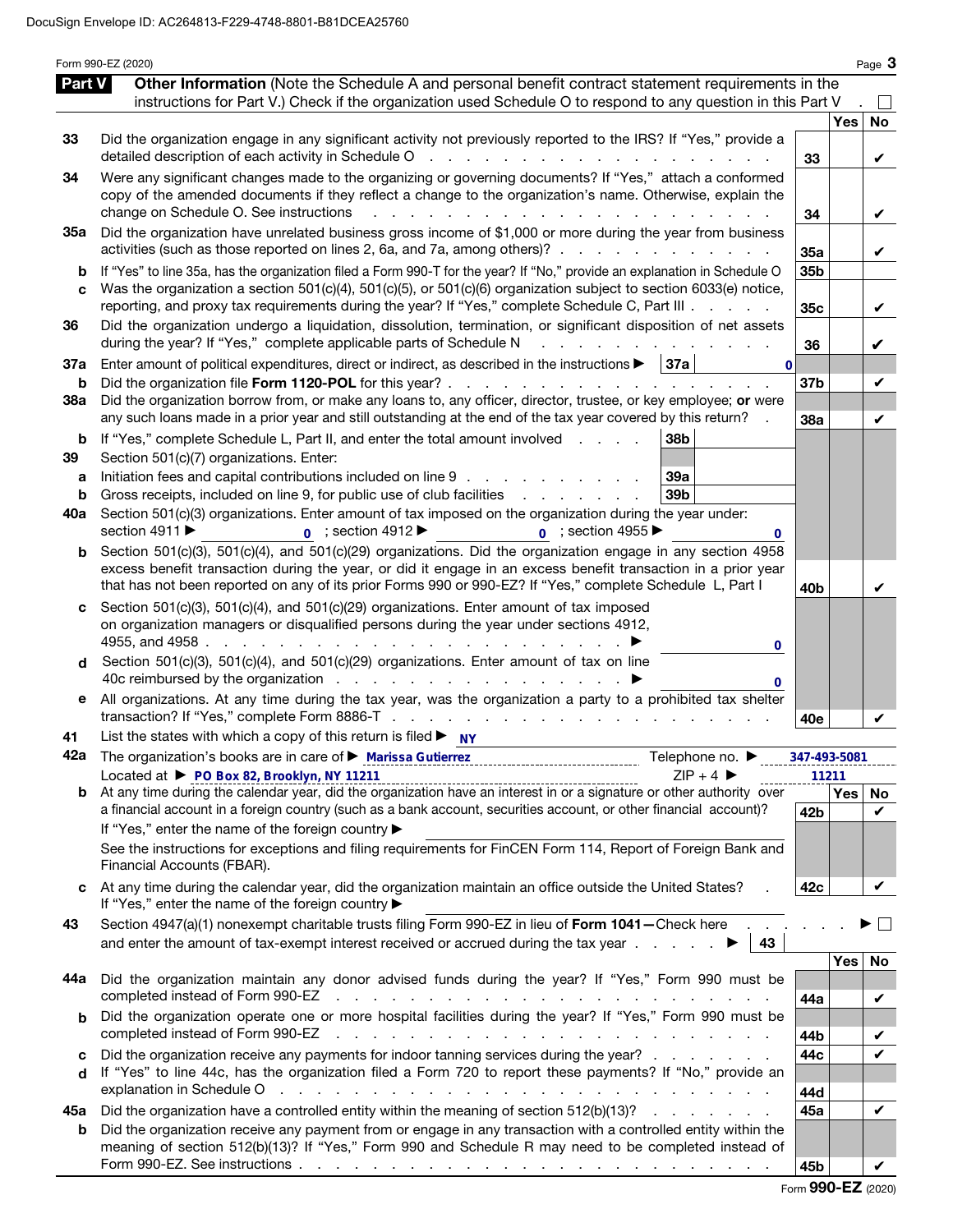DocuSign Envelope ID: AC264813-F229-4748-8801-B81DCEA25760

Form 990-EZ (2020)

## Part V Other Information

(Note the Schedule A and personal benefit contract statement requirements in the instructions for Part V.) Check if the organization used Schedule O to respond to any question in this Part V . ☐

| | | | Yes | No |
|---|---|---|---|---|
| 33 | Did the organization engage in any significant activity not previously reported to the IRS? If "Yes," provide a detailed description of each activity in Schedule O | 33 | | ✔ |
| 34 | Were any significant changes made to the organizing or governing documents? If "Yes," attach a conformed copy of the amended documents if they reflect a change to the organization's name. Otherwise, explain the change on Schedule O. See instructions | 34 | | ✔ |
| 35a | Did the organization have unrelated business gross income of $1,000 or more during the year from business activities (such as those reported on lines 2, 6a, and 7a, among others)? | 35a | | ✔ |
| b | If "Yes" to line 35a, has the organization filed a Form 990-T for the year? If "No," provide an explanation in Schedule O | 35b | | |
| c | Was the organization a section 501(c)(4), 501(c)(5), or 501(c)(6) organization subject to section 6033(e) notice, reporting, and proxy tax requirements during the year? If "Yes," complete Schedule C, Part III | 35c | | ✔ |
| 36 | Did the organization undergo a liquidation, dissolution, termination, or significant disposition of net assets during the year? If "Yes," complete applicable parts of Schedule N | 36 | | ✔ |
| 37a | Enter amount of political expenditures, direct or indirect, as described in the instructions ▶ 37a 0 | | | |
| b | Did the organization file **Form 1120-POL** for this year? | 37b | | ✔ |
| 38a | Did the organization borrow from, or make any loans to, any officer, director, trustee, or key employee; **or** were any such loans made in a prior year and still outstanding at the end of the tax year covered by this return? | 38a | | ✔ |
| b | If "Yes," complete Schedule L, Part II, and enter the total amount involved 38b | | | |
| 39 | Section 501(c)(7) organizations. Enter: | | | |
| a | Initiation fees and capital contributions included on line 9 39a | | | |
| b | Gross receipts, included on line 9, for public use of club facilities 39b | | | |
| 40a | Section 501(c)(3) organizations. Enter amount of tax imposed on the organization during the year under: section 4911 ▶ 0 ; section 4912 ▶ 0 ; section 4955 ▶ 0 | | | |
| b | Section 501(c)(3), 501(c)(4), and 501(c)(29) organizations. Did the organization engage in any section 4958 excess benefit transaction during the year, or did it engage in an excess benefit transaction in a prior year that has not been reported on any of its prior Forms 990 or 990-EZ? If "Yes," complete Schedule L, Part I | 40b | | ✔ |
| c | Section 501(c)(3), 501(c)(4), and 501(c)(29) organizations. Enter amount of tax imposed on organization managers or disqualified persons during the year under sections 4912, 4955, and 4958 ▶ 0 | | | |
| d | Section 501(c)(3), 501(c)(4), and 501(c)(29) organizations. Enter amount of tax on line 40c reimbursed by the organization ▶ 0 | | | |
| e | All organizations. At any time during the tax year, was the organization a party to a prohibited tax shelter transaction? If "Yes," complete Form 8886-T | 40e | | ✔ |

41 List the states with which a copy of this return is filed ▶ NY

42a The organization's books are in care of ▶ Marissa Gutierrez Telephone no. ▶ 347-493-5081
Located at ▶ PO Box 82, Brooklyn, NY 11211 ZIP + 4 ▶ 11211

| | | | Yes | No |
|---|---|---|---|---|
| b | At any time during the calendar year, did the organization have an interest in or a signature or other authority over a financial account in a foreign country (such as a bank account, securities account, or other financial account)? If "Yes," enter the name of the foreign country ▶<br>See the instructions for exceptions and filing requirements for FinCEN Form 114, Report of Foreign Bank and Financial Accounts (FBAR). | 42b | | ✔ |
| c | At any time during the calendar year, did the organization maintain an office outside the United States? If "Yes," enter the name of the foreign country ▶ | 42c | | ✔ |

43 Section 4947(a)(1) nonexempt charitable trusts filing Form 990-EZ in lieu of **Form 1041—**Check here ▶ ☐
and enter the amount of tax-exempt interest received or accrued during the tax year ▶ 43

| | | | Yes | No |
|---|---|---|---|---|
| 44a | Did the organization maintain any donor advised funds during the year? If "Yes," Form 990 must be completed instead of Form 990-EZ | 44a | | ✔ |
| b | Did the organization operate one or more hospital facilities during the year? If "Yes," Form 990 must be completed instead of Form 990-EZ | 44b | | ✔ |
| c | Did the organization receive any payments for indoor tanning services during the year? | 44c | | ✔ |
| d | If "Yes" to line 44c, has the organization filed a Form 720 to report these payments? If "No," provide an explanation in Schedule O | 44d | | |
| 45a | Did the organization have a controlled entity within the meaning of section 512(b)(13)? | 45a | | ✔ |
| b | Did the organization receive any payment from or engage in any transaction with a controlled entity within the meaning of section 512(b)(13)? If "Yes," Form 990 and Schedule R may need to be completed instead of Form 990-EZ. See instructions | 45b | | ✔ |

Form **990-EZ** (2020)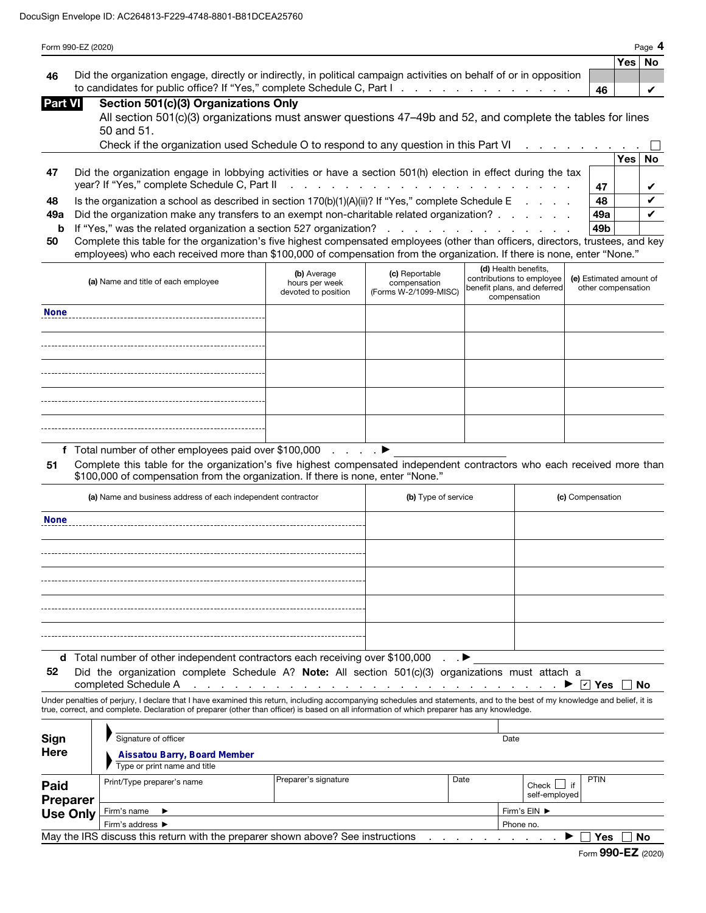DocuSign Envelope ID: AC264813-F229-4748-8801-B81DCEA25760

Form 990-EZ (2020) Page 4

| | | | Yes | No |
|---|---|---|---|---|
| 46 | Did the organization engage, directly or indirectly, in political campaign activities on behalf of or in opposition to candidates for public office? If "Yes," complete Schedule C, Part I | 46 | | ✔ |

**Part VI** **Section 501(c)(3) Organizations Only**

All section 501(c)(3) organizations must answer questions 47–49b and 52, and complete the tables for lines 50 and 51.

Check if the organization used Schedule O to respond to any question in this Part VI ☐

| | | | Yes | No |
|---|---|---|---|---|
| 47 | Did the organization engage in lobbying activities or have a section 501(h) election in effect during the tax year? If "Yes," complete Schedule C, Part II | 47 | | ✔ |
| 48 | Is the organization a school as described in section 170(b)(1)(A)(ii)? If "Yes," complete Schedule E | 48 | | ✔ |
| 49a | Did the organization make any transfers to an exempt non-charitable related organization? | 49a | | ✔ |
| b | If "Yes," was the related organization a section 527 organization? | 49b | | |

**50** Complete this table for the organization's five highest compensated employees (other than officers, directors, trustees, and key employees) who each received more than $100,000 of compensation from the organization. If there is none, enter "None."

| (a) Name and title of each employee | (b) Average hours per week devoted to position | (c) Reportable compensation (Forms W-2/1099-MISC) | (d) Health benefits, contributions to employee benefit plans, and deferred compensation | (e) Estimated amount of other compensation |
|---|---|---|---|---|
| None | | | | |
| | | | | |
| | | | | |
| | | | | |
| | | | | |

**f** Total number of other employees paid over $100,000 ▶

**51** Complete this table for the organization's five highest compensated independent contractors who each received more than $100,000 of compensation from the organization. If there is none, enter "None."

| (a) Name and business address of each independent contractor | (b) Type of service | (c) Compensation |
|---|---|---|
| None | | |
| | | |
| | | |
| | | |
| | | |

**d** Total number of other independent contractors each receiving over $100,000 ▶

**52** Did the organization complete Schedule A? **Note:** All section 501(c)(3) organizations must attach a completed Schedule A ▶ ☑ Yes ☐ No

Under penalties of perjury, I declare that I have examined this return, including accompanying schedules and statements, and to the best of my knowledge and belief, it is true, correct, and complete. Declaration of preparer (other than officer) is based on all information of which preparer has any knowledge.

**Sign Here**

Signature of officer | Date

Aissatou Barry, Board Member

Type or print name and title

**Paid Preparer Use Only**

| Print/Type preparer's name | Preparer's signature | Date | Check ☐ if self-employed | PTIN |
|---|---|---|---|---|
| | | | | |

Firm's name ▶ | Firm's EIN ▶

Firm's address ▶ | Phone no.

May the IRS discuss this return with the preparer shown above? See instructions ▶ ☐ Yes ☐ No

Form **990-EZ** (2020)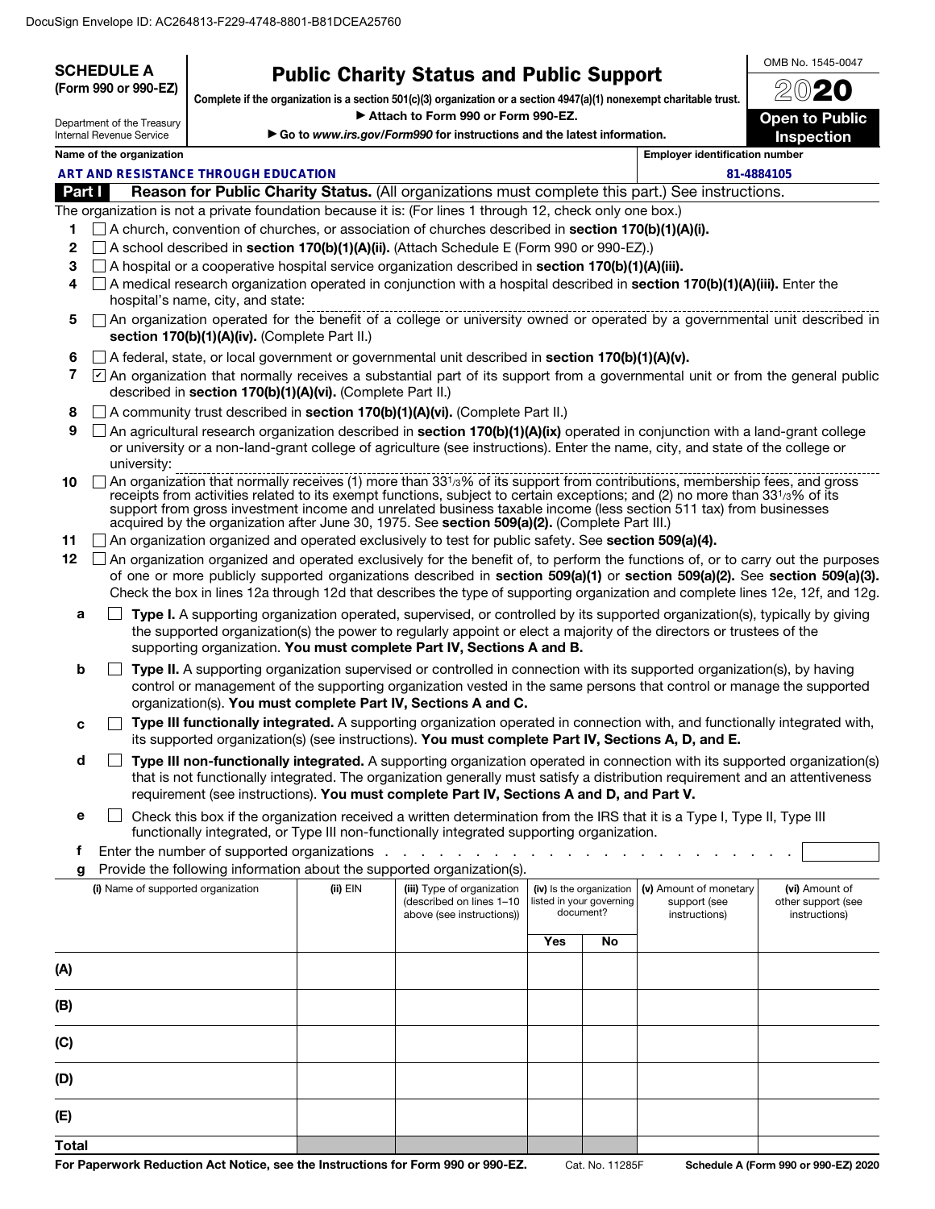DocuSign Envelope ID: AC264813-F229-4748-8801-B81DCEA25760

# SCHEDULE A (Form 990 or 990-EZ)

## Public Charity Status and Public Support

**Complete if the organization is a section 501(c)(3) organization or a section 4947(a)(1) nonexempt charitable trust.**

▶ Attach to Form 990 or Form 990-EZ.

▶ Go to *www.irs.gov/Form990* for instructions and the latest information.

OMB No. 1545-0047

2020

**Open to Public Inspection**

Department of the Treasury
Internal Revenue Service

Name of the organization: ART AND RESISTANCE THROUGH EDUCATION

Employer identification number: 81-4884105

**Part I** **Reason for Public Charity Status.** (All organizations must complete this part.) See instructions.

The organization is not a private foundation because it is: (For lines 1 through 12, check only one box.)

1. ☐ A church, convention of churches, or association of churches described in **section 170(b)(1)(A)(i).**
2. ☐ A school described in **section 170(b)(1)(A)(ii).** (Attach Schedule E (Form 990 or 990-EZ).)
3. ☐ A hospital or a cooperative hospital service organization described in **section 170(b)(1)(A)(iii).**
4. ☐ A medical research organization operated in conjunction with a hospital described in **section 170(b)(1)(A)(iii).** Enter the hospital's name, city, and state:
5. ☐ An organization operated for the benefit of a college or university owned or operated by a governmental unit described in **section 170(b)(1)(A)(iv).** (Complete Part II.)
6. ☐ A federal, state, or local government or governmental unit described in **section 170(b)(1)(A)(v).**
7. ☑ An organization that normally receives a substantial part of its support from a governmental unit or from the general public described in **section 170(b)(1)(A)(vi).** (Complete Part II.)
8. ☐ A community trust described in **section 170(b)(1)(A)(vi).** (Complete Part II.)
9. ☐ An agricultural research organization described in **section 170(b)(1)(A)(ix)** operated in conjunction with a land-grant college or university or a non-land-grant college of agriculture (see instructions). Enter the name, city, and state of the college or university:
10. ☐ An organization that normally receives (1) more than 33 1/3% of its support from contributions, membership fees, and gross receipts from activities related to its exempt functions, subject to certain exceptions; and (2) no more than 33 1/3% of its support from gross investment income and unrelated business taxable income (less section 511 tax) from businesses acquired by the organization after June 30, 1975. See **section 509(a)(2).** (Complete Part III.)
11. ☐ An organization organized and operated exclusively to test for public safety. See **section 509(a)(4).**
12. ☐ An organization organized and operated exclusively for the benefit of, to perform the functions of, or to carry out the purposes of one or more publicly supported organizations described in **section 509(a)(1)** or **section 509(a)(2).** See **section 509(a)(3).** Check the box in lines 12a through 12d that describes the type of supporting organization and complete lines 12e, 12f, and 12g.
   - **a** ☐ **Type I.** A supporting organization operated, supervised, or controlled by its supported organization(s), typically by giving the supported organization(s) the power to regularly appoint or elect a majority of the directors or trustees of the supporting organization. **You must complete Part IV, Sections A and B.**
   - **b** ☐ **Type II.** A supporting organization supervised or controlled in connection with its supported organization(s), by having control or management of the supporting organization vested in the same persons that control or manage the supported organization(s). **You must complete Part IV, Sections A and C.**
   - **c** ☐ **Type III functionally integrated.** A supporting organization operated in connection with, and functionally integrated with, its supported organization(s) (see instructions). **You must complete Part IV, Sections A, D, and E.**
   - **d** ☐ **Type III non-functionally integrated.** A supporting organization operated in connection with its supported organization(s) that is not functionally integrated. The organization generally must satisfy a distribution requirement and an attentiveness requirement (see instructions). **You must complete Part IV, Sections A and D, and Part V.**
   - **e** ☐ Check this box if the organization received a written determination from the IRS that it is a Type I, Type II, Type III functionally integrated, or Type III non-functionally integrated supporting organization.
   - **f** Enter the number of supported organizations . . . . . . . . . . . . . . . . . . . . . . . . .
   - **g** Provide the following information about the supported organization(s).

| | (i) Name of supported organization | (ii) EIN | (iii) Type of organization (described on lines 1–10 above (see instructions)) | (iv) Is the organization listed in your governing document? | | (v) Amount of monetary support (see instructions) | (vi) Amount of other support (see instructions) |
|---|---|---|---|---|---|---|---|
| | | | | Yes | No | | |
| (A) | | | | | | | |
| (B) | | | | | | | |
| (C) | | | | | | | |
| (D) | | | | | | | |
| (E) | | | | | | | |
| Total | | | | | | | |

For Paperwork Reduction Act Notice, see the Instructions for Form 990 or 990-EZ. Cat. No. 11285F **Schedule A (Form 990 or 990-EZ) 2020**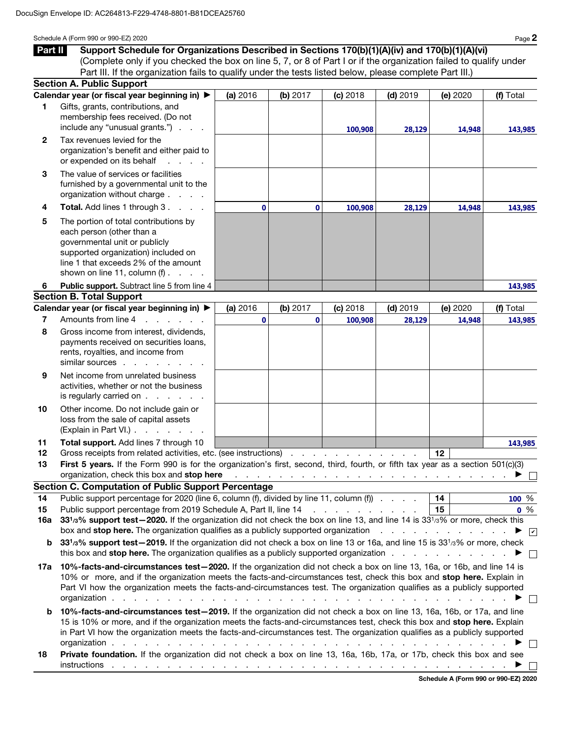DocuSign Envelope ID: AC264813-F229-4748-8801-B81DCEA25760

Schedule A (Form 990 or 990-EZ) 2020

## Part II Support Schedule for Organizations Described in Sections 170(b)(1)(A)(iv) and 170(b)(1)(A)(vi)

(Complete only if you checked the box on line 5, 7, or 8 of Part I or if the organization failed to qualify under Part III. If the organization fails to qualify under the tests listed below, please complete Part III.)

### Section A. Public Support

| | Calendar year (or fiscal year beginning in) ▶ | (a) 2016 | (b) 2017 | (c) 2018 | (d) 2019 | (e) 2020 | (f) Total |
|---|---|---|---|---|---|---|---|
| 1 | Gifts, grants, contributions, and membership fees received. (Do not include any "unusual grants.") | | | 100,908 | 28,129 | 14,948 | 143,985 |
| 2 | Tax revenues levied for the organization's benefit and either paid to or expended on its behalf | | | | | | |
| 3 | The value of services or facilities furnished by a governmental unit to the organization without charge | | | | | | |
| 4 | **Total.** Add lines 1 through 3 | 0 | 0 | 100,908 | 28,129 | 14,948 | 143,985 |
| 5 | The portion of total contributions by each person (other than a governmental unit or publicly supported organization) included on line 1 that exceeds 2% of the amount shown on line 11, column (f) | | | | | | |
| 6 | **Public support.** Subtract line 5 from line 4 | | | | | | 143,985 |

### Section B. Total Support

| | Calendar year (or fiscal year beginning in) ▶ | (a) 2016 | (b) 2017 | (c) 2018 | (d) 2019 | (e) 2020 | (f) Total |
|---|---|---|---|---|---|---|---|
| 7 | Amounts from line 4 | 0 | 0 | 100,908 | 28,129 | 14,948 | 143,985 |
| 8 | Gross income from interest, dividends, payments received on securities loans, rents, royalties, and income from similar sources | | | | | | |
| 9 | Net income from unrelated business activities, whether or not the business is regularly carried on | | | | | | |
| 10 | Other income. Do not include gain or loss from the sale of capital assets (Explain in Part VI.) | | | | | | |
| 11 | **Total support.** Add lines 7 through 10 | | | | | | 143,985 |

12 Gross receipts from related activities, etc. (see instructions) . . . 12

13 **First 5 years.** If the Form 990 is for the organization's first, second, third, fourth, or fifth tax year as a section 501(c)(3) organization, check this box and **stop here** ▶ ☐

### Section C. Computation of Public Support Percentage

14 Public support percentage for 2020 (line 6, column (f), divided by line 11, column (f)) . . . 14 100 %

15 Public support percentage from 2019 Schedule A, Part II, line 14 . . . 15 0 %

16a **33 1/3% support test—2020.** If the organization did not check the box on line 13, and line 14 is 33 1/3% or more, check this box and **stop here.** The organization qualifies as a publicly supported organization ▶ ☑

b **33 1/3% support test—2019.** If the organization did not check a box on line 13 or 16a, and line 15 is 33 1/3% or more, check this box and **stop here.** The organization qualifies as a publicly supported organization ▶ ☐

17a **10%-facts-and-circumstances test—2020.** If the organization did not check a box on line 13, 16a, or 16b, and line 14 is 10% or more, and if the organization meets the facts-and-circumstances test, check this box and **stop here.** Explain in Part VI how the organization meets the facts-and-circumstances test. The organization qualifies as a publicly supported organization ▶ ☐

b **10%-facts-and-circumstances test—2019.** If the organization did not check a box on line 13, 16a, 16b, or 17a, and line 15 is 10% or more, and if the organization meets the facts-and-circumstances test, check this box and **stop here.** Explain in Part VI how the organization meets the facts-and-circumstances test. The organization qualifies as a publicly supported organization ▶ ☐

18 **Private foundation.** If the organization did not check a box on line 13, 16a, 16b, 17a, or 17b, check this box and see instructions ▶ ☐

**Schedule A (Form 990 or 990-EZ) 2020**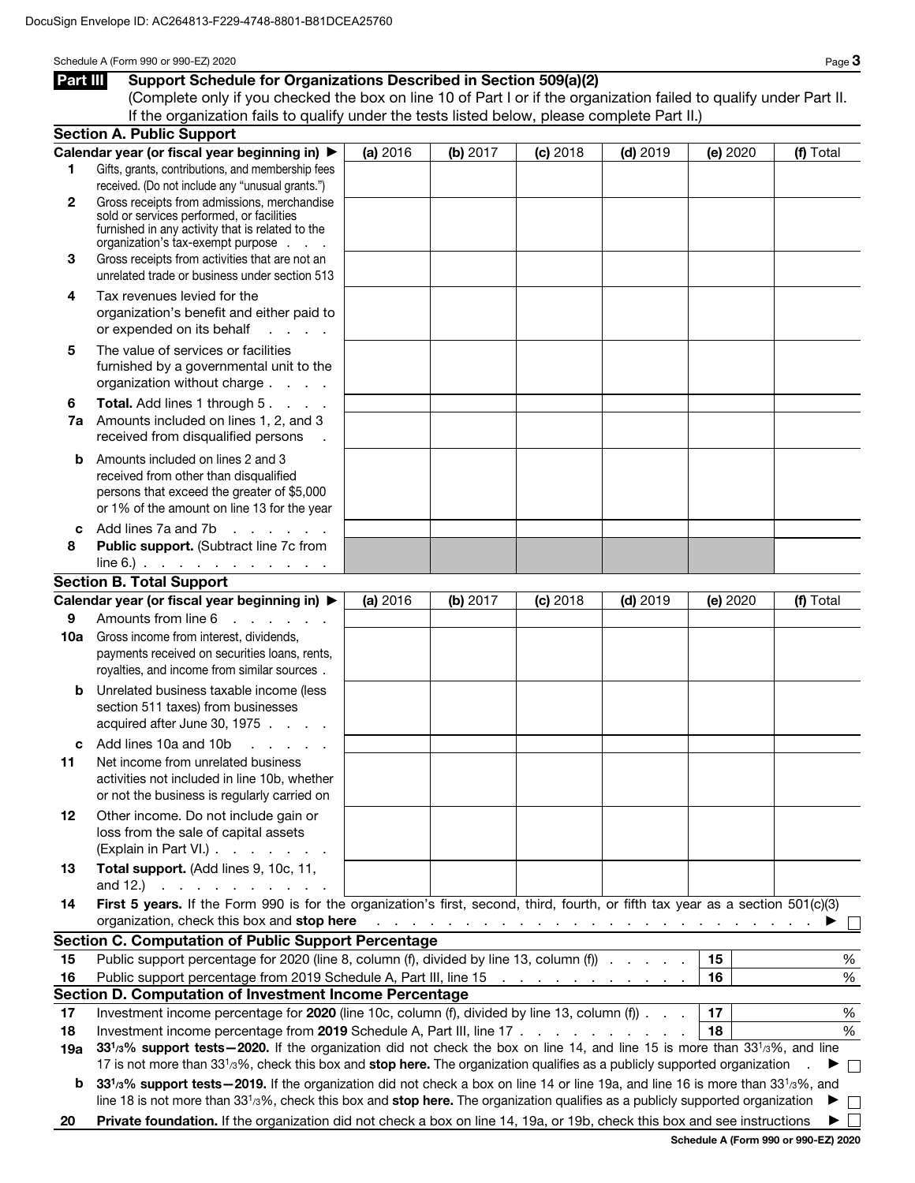DocuSign Envelope ID: AC264813-F229-4748-8801-B81DCEA25760

Schedule A (Form 990 or 990-EZ) 2020

## Part III Support Schedule for Organizations Described in Section 509(a)(2)

(Complete only if you checked the box on line 10 of Part I or if the organization failed to qualify under Part II. If the organization fails to qualify under the tests listed below, please complete Part II.)

### Section A. Public Support

| | Calendar year (or fiscal year beginning in) ▶ | (a) 2016 | (b) 2017 | (c) 2018 | (d) 2019 | (e) 2020 | (f) Total |
|---|---|---|---|---|---|---|---|
| 1 | Gifts, grants, contributions, and membership fees received. (Do not include any "unusual grants.") | | | | | | |
| 2 | Gross receipts from admissions, merchandise sold or services performed, or facilities furnished in any activity that is related to the organization's tax-exempt purpose | | | | | | |
| 3 | Gross receipts from activities that are not an unrelated trade or business under section 513 | | | | | | |
| 4 | Tax revenues levied for the organization's benefit and either paid to or expended on its behalf | | | | | | |
| 5 | The value of services or facilities furnished by a governmental unit to the organization without charge | | | | | | |
| 6 | **Total.** Add lines 1 through 5 | | | | | | |
| 7a | Amounts included on lines 1, 2, and 3 received from disqualified persons | | | | | | |
| b | Amounts included on lines 2 and 3 received from other than disqualified persons that exceed the greater of $5,000 or 1% of the amount on line 13 for the year | | | | | | |
| c | Add lines 7a and 7b | | | | | | |
| 8 | **Public support.** (Subtract line 7c from line 6.) | | | | | | |

### Section B. Total Support

| | Calendar year (or fiscal year beginning in) ▶ | (a) 2016 | (b) 2017 | (c) 2018 | (d) 2019 | (e) 2020 | (f) Total |
|---|---|---|---|---|---|---|---|
| 9 | Amounts from line 6 | | | | | | |
| 10a | Gross income from interest, dividends, payments received on securities loans, rents, royalties, and income from similar sources | | | | | | |
| b | Unrelated business taxable income (less section 511 taxes) from businesses acquired after June 30, 1975 | | | | | | |
| c | Add lines 10a and 10b | | | | | | |
| 11 | Net income from unrelated business activities not included in line 10b, whether or not the business is regularly carried on | | | | | | |
| 12 | Other income. Do not include gain or loss from the sale of capital assets (Explain in Part VI.) | | | | | | |
| 13 | **Total support.** (Add lines 9, 10c, 11, and 12.) | | | | | | |

**14** **First 5 years.** If the Form 990 is for the organization's first, second, third, fourth, or fifth tax year as a section 501(c)(3) organization, check this box and **stop here** ▶ ☐

### Section C. Computation of Public Support Percentage

| | | | |
|---|---|---|---|
| 15 | Public support percentage for 2020 (line 8, column (f), divided by line 13, column (f)) | 15 | % |
| 16 | Public support percentage from 2019 Schedule A, Part III, line 15 | 16 | % |

### Section D. Computation of Investment Income Percentage

| | | | |
|---|---|---|---|
| 17 | Investment income percentage for **2020** (line 10c, column (f), divided by line 13, column (f)) | 17 | % |
| 18 | Investment income percentage from **2019** Schedule A, Part III, line 17 | 18 | % |

**19a** **33 1/3% support tests—2020.** If the organization did not check the box on line 14, and line 15 is more than 33 1/3%, and line 17 is not more than 33 1/3%, check this box and **stop here.** The organization qualifies as a publicly supported organization ▶ ☐

**b** **33 1/3% support tests—2019.** If the organization did not check a box on line 14 or line 19a, and line 16 is more than 33 1/3%, and line 18 is not more than 33 1/3%, check this box and **stop here.** The organization qualifies as a publicly supported organization ▶ ☐

**20** **Private foundation.** If the organization did not check a box on line 14, 19a, or 19b, check this box and see instructions ▶ ☐

Schedule A (Form 990 or 990-EZ) 2020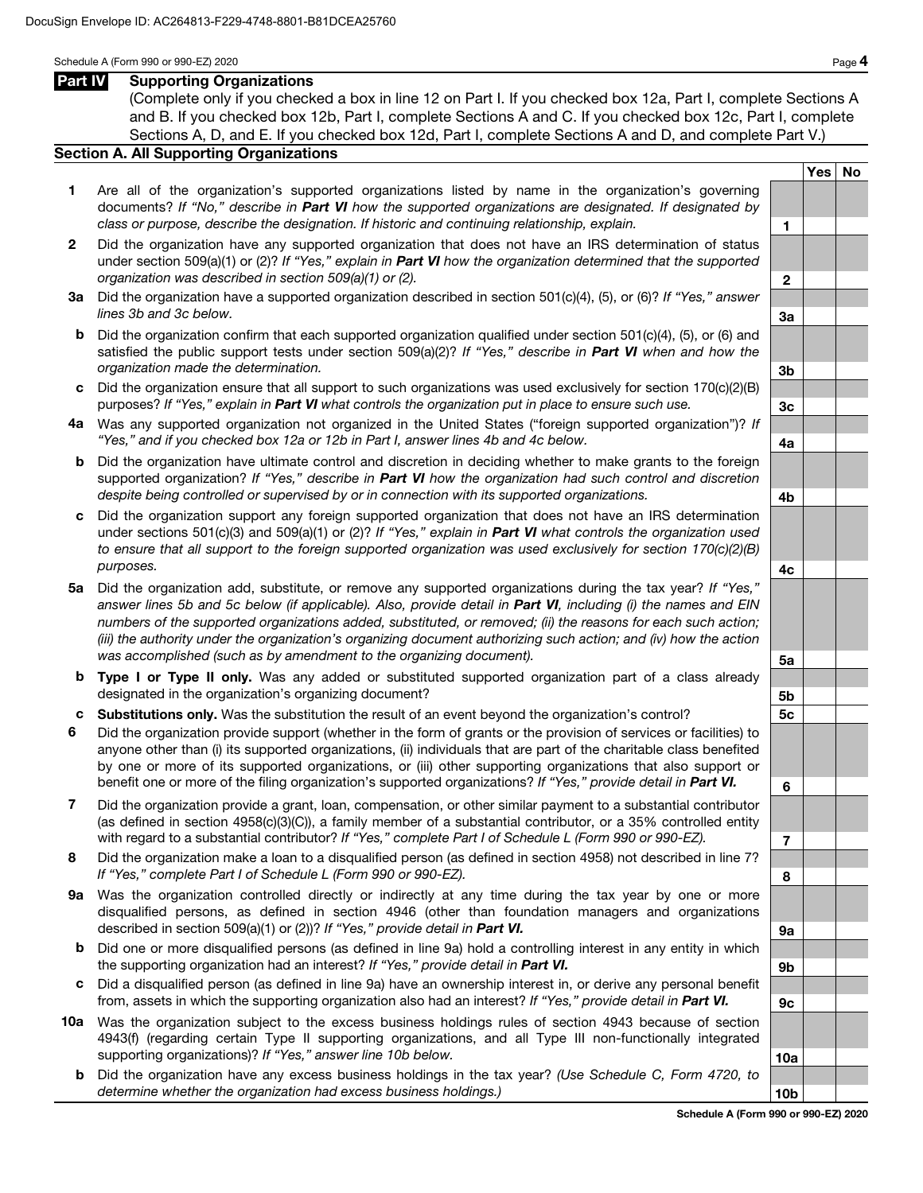## Part IV Supporting Organizations

(Complete only if you checked a box in line 12 on Part I. If you checked box 12a, Part I, complete Sections A and B. If you checked box 12b, Part I, complete Sections A and C. If you checked box 12c, Part I, complete Sections A, D, and E. If you checked box 12d, Part I, complete Sections A and D, and complete Part V.)

### Section A. All Supporting Organizations

| | | Line | Yes | No |
|---|---|---|---|---|
| 1 | Are all of the organization's supported organizations listed by name in the organization's governing documents? *If "No," describe in **Part VI** how the supported organizations are designated. If designated by class or purpose, describe the designation. If historic and continuing relationship, explain.* | 1 | | |
| 2 | Did the organization have any supported organization that does not have an IRS determination of status under section 509(a)(1) or (2)? *If "Yes," explain in **Part VI** how the organization determined that the supported organization was described in section 509(a)(1) or (2).* | 2 | | |
| 3a | Did the organization have a supported organization described in section 501(c)(4), (5), or (6)? *If "Yes," answer lines 3b and 3c below.* | 3a | | |
| b | Did the organization confirm that each supported organization qualified under section 501(c)(4), (5), or (6) and satisfied the public support tests under section 509(a)(2)? *If "Yes," describe in **Part VI** when and how the organization made the determination.* | 3b | | |
| c | Did the organization ensure that all support to such organizations was used exclusively for section 170(c)(2)(B) purposes? *If "Yes," explain in **Part VI** what controls the organization put in place to ensure such use.* | 3c | | |
| 4a | Was any supported organization not organized in the United States ("foreign supported organization")? *If "Yes," and if you checked box 12a or 12b in Part I, answer lines 4b and 4c below.* | 4a | | |
| b | Did the organization have ultimate control and discretion in deciding whether to make grants to the foreign supported organization? *If "Yes," describe in **Part VI** how the organization had such control and discretion despite being controlled or supervised by or in connection with its supported organizations.* | 4b | | |
| c | Did the organization support any foreign supported organization that does not have an IRS determination under sections 501(c)(3) and 509(a)(1) or (2)? *If "Yes," explain in **Part VI** what controls the organization used to ensure that all support to the foreign supported organization was used exclusively for section 170(c)(2)(B) purposes.* | 4c | | |
| 5a | Did the organization add, substitute, or remove any supported organizations during the tax year? *If "Yes," answer lines 5b and 5c below (if applicable). Also, provide detail in **Part VI**, including (i) the names and EIN numbers of the supported organizations added, substituted, or removed; (ii) the reasons for each such action; (iii) the authority under the organization's organizing document authorizing such action; and (iv) how the action was accomplished (such as by amendment to the organizing document).* | 5a | | |
| b | **Type I or Type II only.** Was any added or substituted supported organization part of a class already designated in the organization's organizing document? | 5b | | |
| c | **Substitutions only.** Was the substitution the result of an event beyond the organization's control? | 5c | | |
| 6 | Did the organization provide support (whether in the form of grants or the provision of services or facilities) to anyone other than (i) its supported organizations, (ii) individuals that are part of the charitable class benefited by one or more of its supported organizations, or (iii) other supporting organizations that also support or benefit one or more of the filing organization's supported organizations? *If "Yes," provide detail in **Part VI.*** | 6 | | |
| 7 | Did the organization provide a grant, loan, compensation, or other similar payment to a substantial contributor (as defined in section 4958(c)(3)(C)), a family member of a substantial contributor, or a 35% controlled entity with regard to a substantial contributor? *If "Yes," complete Part I of Schedule L (Form 990 or 990-EZ).* | 7 | | |
| 8 | Did the organization make a loan to a disqualified person (as defined in section 4958) not described in line 7? *If "Yes," complete Part I of Schedule L (Form 990 or 990-EZ).* | 8 | | |
| 9a | Was the organization controlled directly or indirectly at any time during the tax year by one or more disqualified persons, as defined in section 4946 (other than foundation managers and organizations described in section 509(a)(1) or (2))? *If "Yes," provide detail in **Part VI.*** | 9a | | |
| b | Did one or more disqualified persons (as defined in line 9a) hold a controlling interest in any entity in which the supporting organization had an interest? *If "Yes," provide detail in **Part VI.*** | 9b | | |
| c | Did a disqualified person (as defined in line 9a) have an ownership interest in, or derive any personal benefit from, assets in which the supporting organization also had an interest? *If "Yes," provide detail in **Part VI.*** | 9c | | |
| 10a | Was the organization subject to the excess business holdings rules of section 4943 because of section 4943(f) (regarding certain Type II supporting organizations, and all Type III non-functionally integrated supporting organizations)? *If "Yes," answer line 10b below.* | 10a | | |
| b | Did the organization have any excess business holdings in the tax year? *(Use Schedule C, Form 4720, to determine whether the organization had excess business holdings.)* | 10b | | |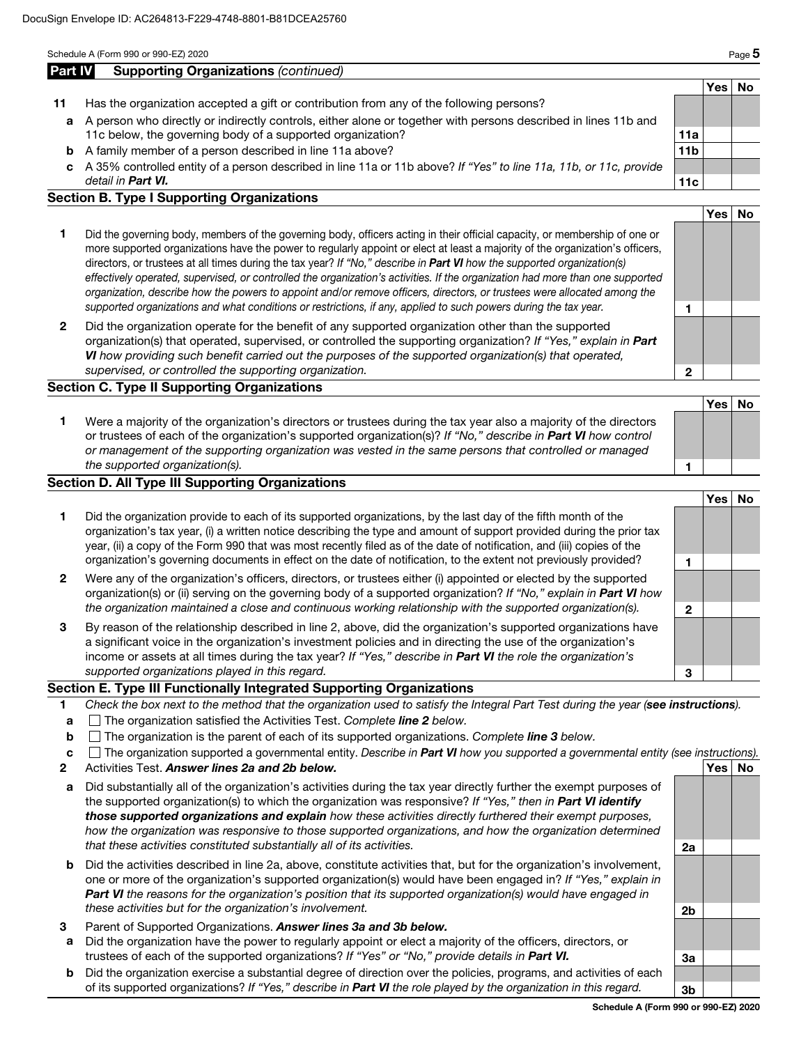DocuSign Envelope ID: AC264813-F229-4748-8801-B81DCEA25760

## Part IV Supporting Organizations *(continued)*

| | | | Yes | No |
|---|---|---|---|---|
| **11** | Has the organization accepted a gift or contribution from any of the following persons? | | | |
| **a** | A person who directly or indirectly controls, either alone or together with persons described in lines 11b and 11c below, the governing body of a supported organization? | **11a** | | |
| **b** | A family member of a person described in line 11a above? | **11b** | | |
| **c** | A 35% controlled entity of a person described in line 11a or 11b above? *If "Yes" to line 11a, 11b, or 11c, provide detail in* ***Part VI.*** | **11c** | | |

### Section B. Type I Supporting Organizations

| | | | Yes | No |
|---|---|---|---|---|
| **1** | Did the governing body, members of the governing body, officers acting in their official capacity, or membership of one or more supported organizations have the power to regularly appoint or elect at least a majority of the organization's officers, directors, or trustees at all times during the tax year? *If "No," describe in* ***Part VI*** *how the supported organization(s) effectively operated, supervised, or controlled the organization's activities. If the organization had more than one supported organization, describe how the powers to appoint and/or remove officers, directors, or trustees were allocated among the supported organizations and what conditions or restrictions, if any, applied to such powers during the tax year.* | **1** | | |
| **2** | Did the organization operate for the benefit of any supported organization other than the supported organization(s) that operated, supervised, or controlled the supporting organization? *If "Yes," explain in* ***Part VI*** *how providing such benefit carried out the purposes of the supported organization(s) that operated, supervised, or controlled the supporting organization.* | **2** | | |

### Section C. Type II Supporting Organizations

| | | | Yes | No |
|---|---|---|---|---|
| **1** | Were a majority of the organization's directors or trustees during the tax year also a majority of the directors or trustees of each of the organization's supported organization(s)? *If "No," describe in* ***Part VI*** *how control or management of the supporting organization was vested in the same persons that controlled or managed the supported organization(s).* | **1** | | |

### Section D. All Type III Supporting Organizations

| | | | Yes | No |
|---|---|---|---|---|
| **1** | Did the organization provide to each of its supported organizations, by the last day of the fifth month of the organization's tax year, (i) a written notice describing the type and amount of support provided during the prior tax year, (ii) a copy of the Form 990 that was most recently filed as of the date of notification, and (iii) copies of the organization's governing documents in effect on the date of notification, to the extent not previously provided? | **1** | | |
| **2** | Were any of the organization's officers, directors, or trustees either (i) appointed or elected by the supported organization(s) or (ii) serving on the governing body of a supported organization? *If "No," explain in* ***Part VI*** *how the organization maintained a close and continuous working relationship with the supported organization(s).* | **2** | | |
| **3** | By reason of the relationship described in line 2, above, did the organization's supported organizations have a significant voice in the organization's investment policies and in directing the use of the organization's income or assets at all times during the tax year? *If "Yes," describe in* ***Part VI*** *the role the organization's supported organizations played in this regard.* | **3** | | |

### Section E. Type III Functionally Integrated Supporting Organizations

**1** *Check the box next to the method that the organization used to satisfy the Integral Part Test during the year (**see instructions**).*

- **a** ☐ The organization satisfied the Activities Test. *Complete **line 2** below.*
- **b** ☐ The organization is the parent of each of its supported organizations. *Complete **line 3** below.*
- **c** ☐ The organization supported a governmental entity. *Describe in **Part VI** how you supported a governmental entity (see instructions).*

| | | | Yes | No |
|---|---|---|---|---|
| **2** | Activities Test. ***Answer lines 2a and 2b below.*** | | | |
| **a** | Did substantially all of the organization's activities during the tax year directly further the exempt purposes of the supported organization(s) to which the organization was responsive? *If "Yes," then in* ***Part VI identify those supported organizations and explain*** *how these activities directly furthered their exempt purposes, how the organization was responsive to those supported organizations, and how the organization determined that these activities constituted substantially all of its activities.* | **2a** | | |
| **b** | Did the activities described in line 2a, above, constitute activities that, but for the organization's involvement, one or more of the organization's supported organization(s) would have been engaged in? *If "Yes," explain in* ***Part VI*** *the reasons for the organization's position that its supported organization(s) would have engaged in these activities but for the organization's involvement.* | **2b** | | |
| **3** | Parent of Supported Organizations. ***Answer lines 3a and 3b below.*** | | | |
| **a** | Did the organization have the power to regularly appoint or elect a majority of the officers, directors, or trustees of each of the supported organizations? *If "Yes" or "No," provide details in* ***Part VI.*** | **3a** | | |
| **b** | Did the organization exercise a substantial degree of direction over the policies, programs, and activities of each of its supported organizations? *If "Yes," describe in* ***Part VI*** *the role played by the organization in this regard.* | **3b** | | |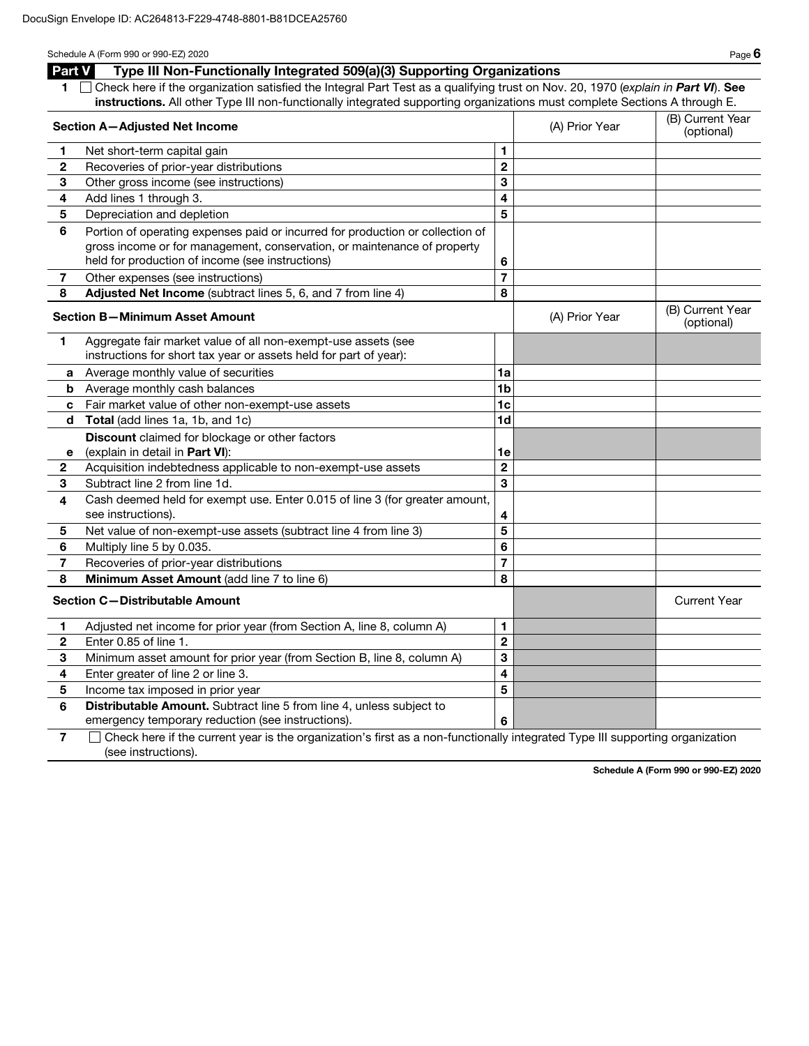DocuSign Envelope ID: AC264813-F229-4748-8801-B81DCEA25760

## Part V Type III Non-Functionally Integrated 509(a)(3) Supporting Organizations

1 ☐ Check here if the organization satisfied the Integral Part Test as a qualifying trust on Nov. 20, 1970 (*explain in **Part VI***). **See instructions.** All other Type III non-functionally integrated supporting organizations must complete Sections A through E.

| **Section A—Adjusted Net Income** | | | (A) Prior Year | (B) Current Year (optional) |
|---|---|---|---|---|
| 1 | Net short-term capital gain | 1 | | |
| 2 | Recoveries of prior-year distributions | 2 | | |
| 3 | Other gross income (see instructions) | 3 | | |
| 4 | Add lines 1 through 3. | 4 | | |
| 5 | Depreciation and depletion | 5 | | |
| 6 | Portion of operating expenses paid or incurred for production or collection of gross income or for management, conservation, or maintenance of property held for production of income (see instructions) | 6 | | |
| 7 | Other expenses (see instructions) | 7 | | |
| 8 | **Adjusted Net Income** (subtract lines 5, 6, and 7 from line 4) | 8 | | |

| **Section B—Minimum Asset Amount** | | | (A) Prior Year | (B) Current Year (optional) |
|---|---|---|---|---|
| 1 | Aggregate fair market value of all non-exempt-use assets (see instructions for short tax year or assets held for part of year): | | | |
| a | Average monthly value of securities | 1a | | |
| b | Average monthly cash balances | 1b | | |
| c | Fair market value of other non-exempt-use assets | 1c | | |
| d | **Total** (add lines 1a, 1b, and 1c) | 1d | | |
| e | **Discount** claimed for blockage or other factors (explain in detail in **Part VI**): | 1e | | |
| 2 | Acquisition indebtedness applicable to non-exempt-use assets | 2 | | |
| 3 | Subtract line 2 from line 1d. | 3 | | |
| 4 | Cash deemed held for exempt use. Enter 0.015 of line 3 (for greater amount, see instructions). | 4 | | |
| 5 | Net value of non-exempt-use assets (subtract line 4 from line 3) | 5 | | |
| 6 | Multiply line 5 by 0.035. | 6 | | |
| 7 | Recoveries of prior-year distributions | 7 | | |
| 8 | **Minimum Asset Amount** (add line 7 to line 6) | 8 | | |

| **Section C—Distributable Amount** | | | | Current Year |
|---|---|---|---|---|
| 1 | Adjusted net income for prior year (from Section A, line 8, column A) | 1 | | |
| 2 | Enter 0.85 of line 1. | 2 | | |
| 3 | Minimum asset amount for prior year (from Section B, line 8, column A) | 3 | | |
| 4 | Enter greater of line 2 or line 3. | 4 | | |
| 5 | Income tax imposed in prior year | 5 | | |
| 6 | **Distributable Amount.** Subtract line 5 from line 4, unless subject to emergency temporary reduction (see instructions). | 6 | | |

7 ☐ Check here if the current year is the organization's first as a non-functionally integrated Type III supporting organization (see instructions).

**Schedule A (Form 990 or 990-EZ) 2020**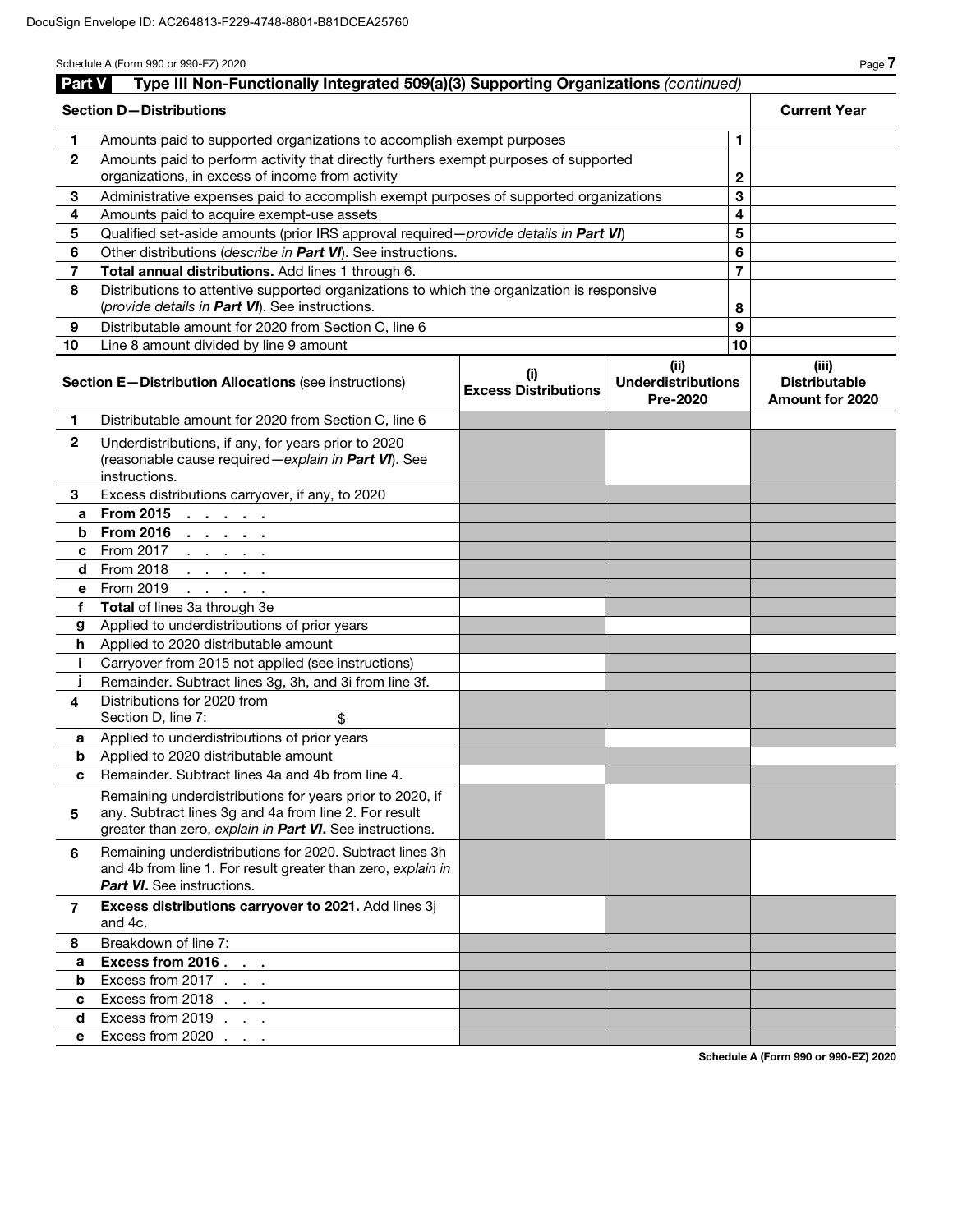DocuSign Envelope ID: AC264813-F229-4748-8801-B81DCEA25760

## Part V Type III Non-Functionally Integrated 509(a)(3) Supporting Organizations *(continued)*

| Section D—Distributions | | | Current Year |
|---|---|---|---|
| 1 | Amounts paid to supported organizations to accomplish exempt purposes | 1 | |
| 2 | Amounts paid to perform activity that directly furthers exempt purposes of supported organizations, in excess of income from activity | 2 | |
| 3 | Administrative expenses paid to accomplish exempt purposes of supported organizations | 3 | |
| 4 | Amounts paid to acquire exempt-use assets | 4 | |
| 5 | Qualified set-aside amounts (prior IRS approval required—*provide details in **Part VI***) | 5 | |
| 6 | Other distributions (*describe in **Part VI***). See instructions. | 6 | |
| 7 | **Total annual distributions.** Add lines 1 through 6. | 7 | |
| 8 | Distributions to attentive supported organizations to which the organization is responsive (*provide details in **Part VI***). See instructions. | 8 | |
| 9 | Distributable amount for 2020 from Section C, line 6 | 9 | |
| 10 | Line 8 amount divided by line 9 amount | 10 | |

| Section E—Distribution Allocations (see instructions) | | (i) Excess Distributions | (ii) Underdistributions Pre-2020 | (iii) Distributable Amount for 2020 |
|---|---|---|---|---|
| 1 | Distributable amount for 2020 from Section C, line 6 | | | |
| 2 | Underdistributions, if any, for years prior to 2020 (reasonable cause required—*explain in **Part VI***). See instructions. | | | |
| 3 | Excess distributions carryover, if any, to 2020 | | | |
| a | **From 2015** | | | |
| b | **From 2016** | | | |
| c | From 2017 | | | |
| d | From 2018 | | | |
| e | From 2019 | | | |
| f | **Total** of lines 3a through 3e | | | |
| g | Applied to underdistributions of prior years | | | |
| h | Applied to 2020 distributable amount | | | |
| i | Carryover from 2015 not applied (see instructions) | | | |
| j | Remainder. Subtract lines 3g, 3h, and 3i from line 3f. | | | |
| 4 | Distributions for 2020 from Section D, line 7: $ | | | |
| a | Applied to underdistributions of prior years | | | |
| b | Applied to 2020 distributable amount | | | |
| c | Remainder. Subtract lines 4a and 4b from line 4. | | | |
| 5 | Remaining underdistributions for years prior to 2020, if any. Subtract lines 3g and 4a from line 2. For result greater than zero, *explain in **Part VI***. See instructions. | | | |
| 6 | Remaining underdistributions for 2020. Subtract lines 3h and 4b from line 1. For result greater than zero, *explain in **Part VI***. See instructions. | | | |
| 7 | **Excess distributions carryover to 2021.** Add lines 3j and 4c. | | | |
| 8 | Breakdown of line 7: | | | |
| a | **Excess from 2016** | | | |
| b | Excess from 2017 | | | |
| c | Excess from 2018 | | | |
| d | Excess from 2019 | | | |
| e | Excess from 2020 | | | |

Schedule A (Form 990 or 990-EZ) 2020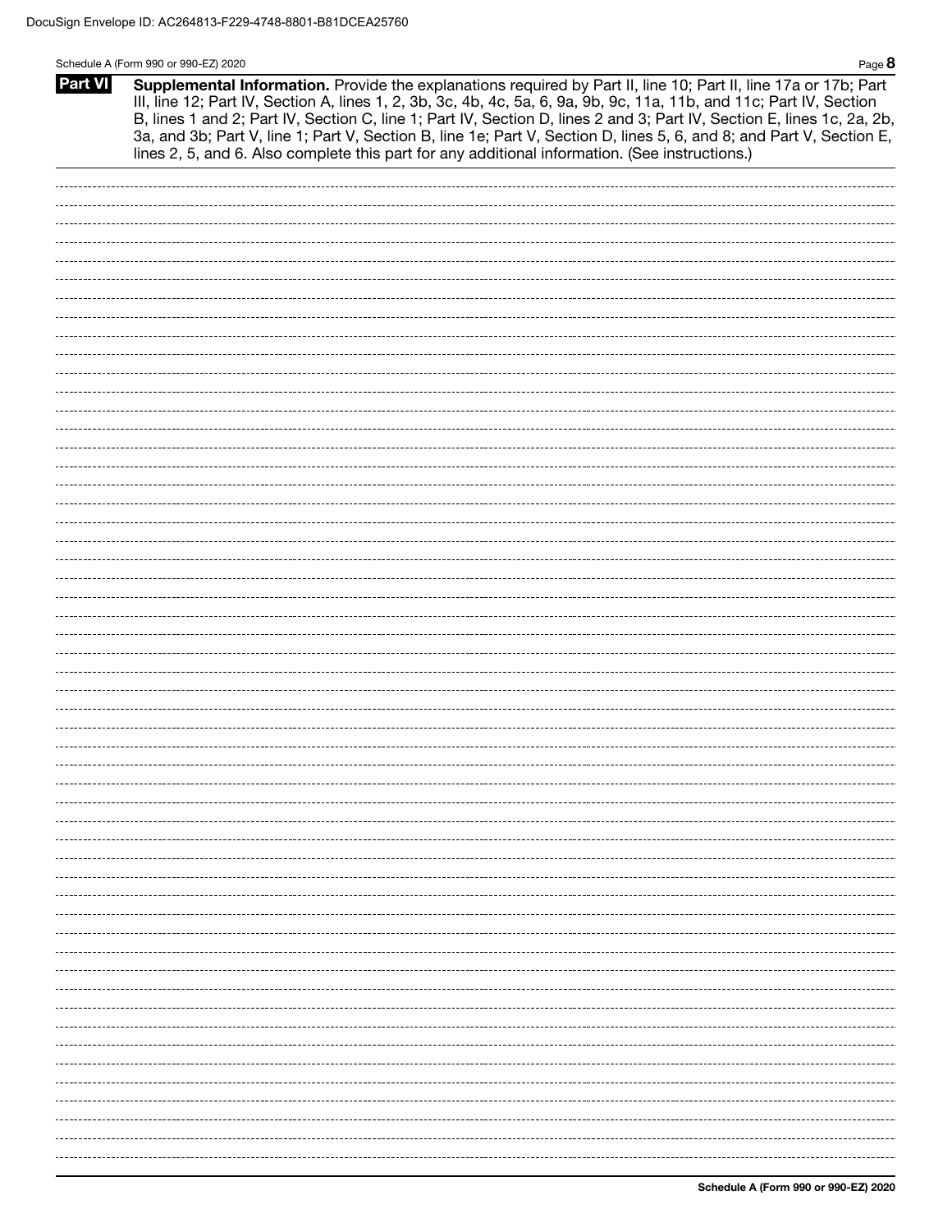DocuSign Envelope ID: AC264813-F229-4748-8801-B81DCEA25760

Schedule A (Form 990 or 990-EZ) 2020

**Part VI** **Supplemental Information.** Provide the explanations required by Part II, line 10; Part II, line 17a or 17b; Part III, line 12; Part IV, Section A, lines 1, 2, 3b, 3c, 4b, 4c, 5a, 6, 9a, 9b, 9c, 11a, 11b, and 11c; Part IV, Section B, lines 1 and 2; Part IV, Section C, line 1; Part IV, Section D, lines 2 and 3; Part IV, Section E, lines 1c, 2a, 2b, 3a, and 3b; Part V, line 1; Part V, Section B, line 1e; Part V, Section D, lines 5, 6, and 8; and Part V, Section E, lines 2, 5, and 6. Also complete this part for any additional information. (See instructions.)

**Schedule A (Form 990 or 990-EZ) 2020**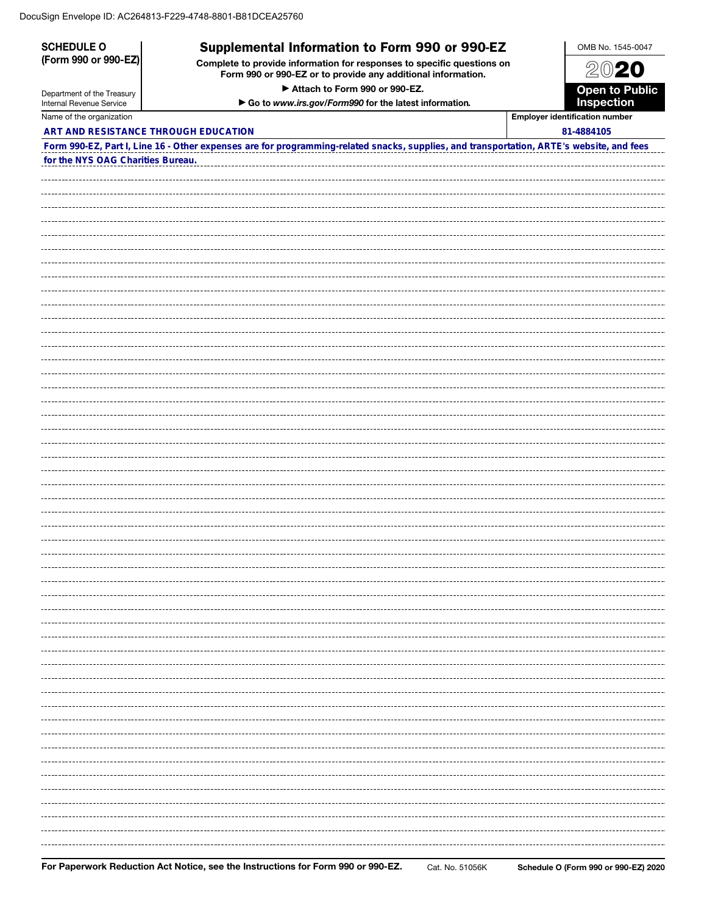DocuSign Envelope ID: AC264813-F229-4748-8801-B81DCEA25760

**SCHEDULE O (Form 990 or 990-EZ)**

Department of the Treasury
Internal Revenue Service

# Supplemental Information to Form 990 or 990-EZ

**Complete to provide information for responses to specific questions on Form 990 or 990-EZ or to provide any additional information.**

**▶ Attach to Form 990 or 990-EZ.**

**▶ Go to *www.irs.gov/Form990* for the latest information.**

OMB No. 1545-0047

**2020**

**Open to Public Inspection**

| Name of the organization | Employer identification number |
|---|---|
| ART AND RESISTANCE THROUGH EDUCATION | 81-4884105 |

Form 990-EZ, Part I, Line 16 - Other expenses are for programming-related snacks, supplies, and transportation, ARTE's website, and fees for the NYS OAG Charities Bureau.

**For Paperwork Reduction Act Notice, see the Instructions for Form 990 or 990-EZ.** Cat. No. 51056K **Schedule O (Form 990 or 990-EZ) 2020**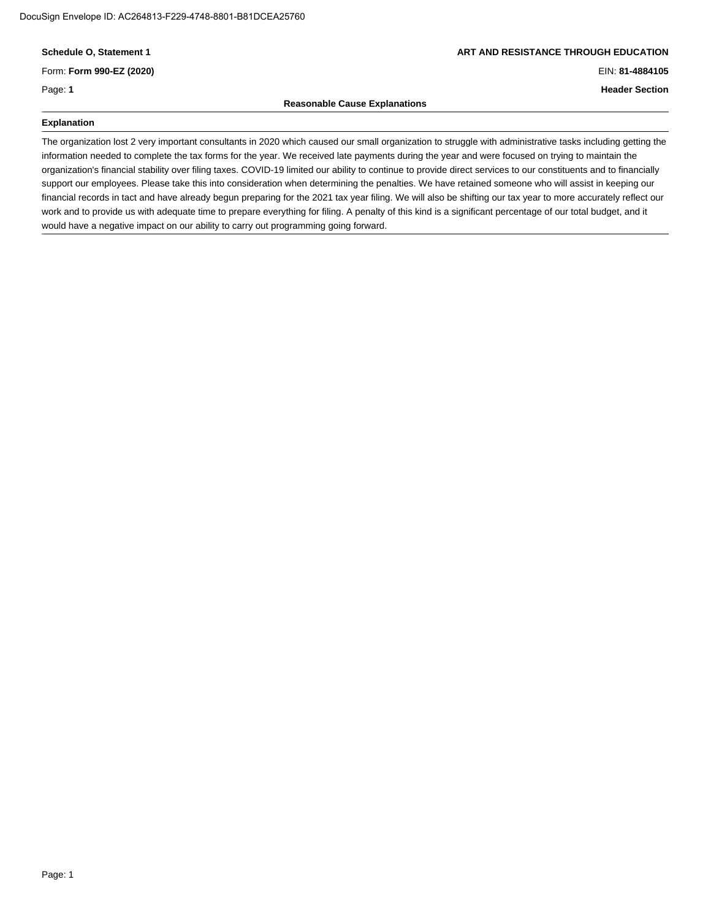**Schedule O, Statement 1**

Form: **Form 990-EZ (2020)**

Page: **1**

**ART AND RESISTANCE THROUGH EDUCATION**

EIN: **81-4884105**

**Header Section**

**Reasonable Cause Explanations**

**Explanation**

The organization lost 2 very important consultants in 2020 which caused our small organization to struggle with administrative tasks including getting the information needed to complete the tax forms for the year. We received late payments during the year and were focused on trying to maintain the organization's financial stability over filing taxes. COVID-19 limited our ability to continue to provide direct services to our constituents and to financially support our employees. Please take this into consideration when determining the penalties. We have retained someone who will assist in keeping our financial records in tact and have already begun preparing for the 2021 tax year filing. We will also be shifting our tax year to more accurately reflect our work and to provide us with adequate time to prepare everything for filing. A penalty of this kind is a significant percentage of our total budget, and it would have a negative impact on our ability to carry out programming going forward.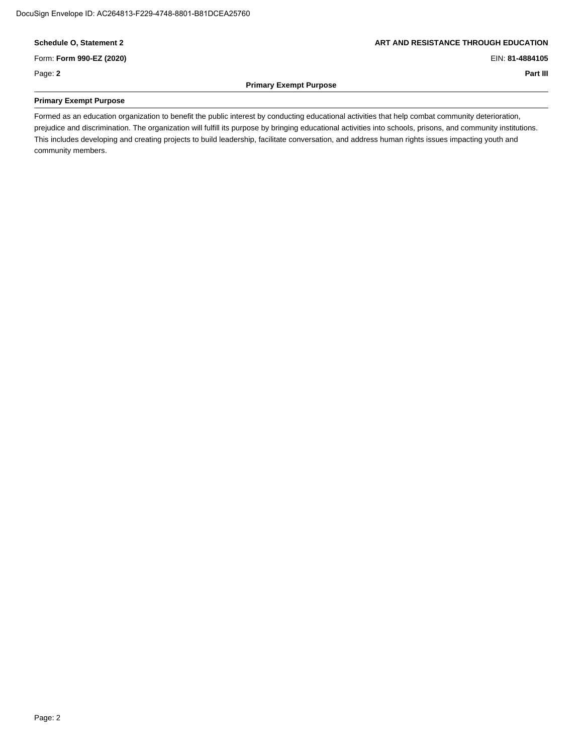DocuSign Envelope ID: AC264813-F229-4748-8801-B81DCEA25760

**Schedule O, Statement 2** **ART AND RESISTANCE THROUGH EDUCATION**

Form: **Form 990-EZ (2020)** EIN: **81-4884105**

Page: **2** **Part III**

**Primary Exempt Purpose**

**Primary Exempt Purpose**

Formed as an education organization to benefit the public interest by conducting educational activities that help combat community deterioration, prejudice and discrimination. The organization will fulfill its purpose by bringing educational activities into schools, prisons, and community institutions. This includes developing and creating projects to build leadership, facilitate conversation, and address human rights issues impacting youth and community members.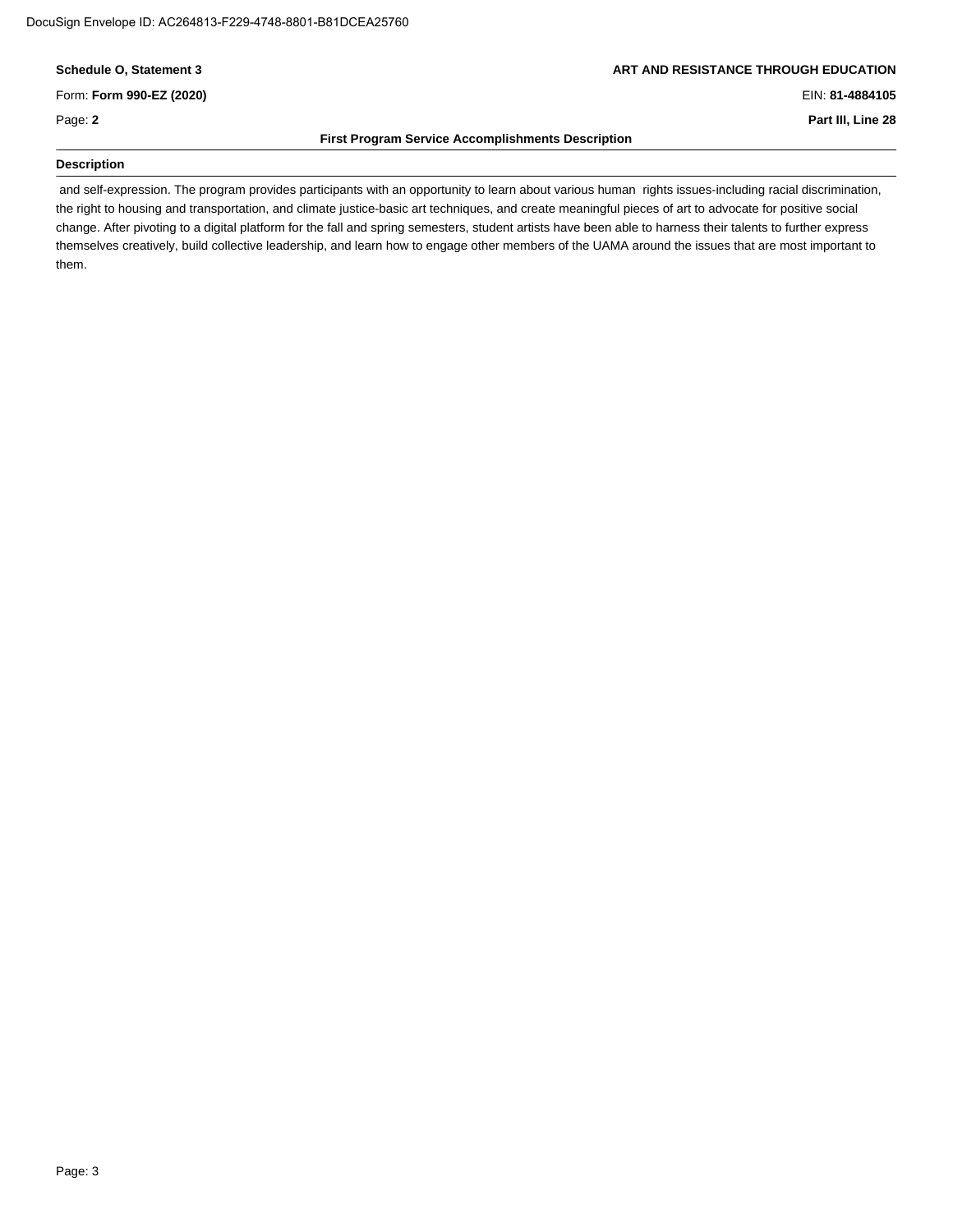**Schedule O, Statement 3** | **ART AND RESISTANCE THROUGH EDUCATION**

Form: **Form 990-EZ (2020)** | EIN: **81-4884105**

Page: **2** | **Part III, Line 28**

**First Program Service Accomplishments Description**

**Description**

and self-expression. The program provides participants with an opportunity to learn about various human rights issues-including racial discrimination, the right to housing and transportation, and climate justice-basic art techniques, and create meaningful pieces of art to advocate for positive social change. After pivoting to a digital platform for the fall and spring semesters, student artists have been able to harness their talents to further express themselves creatively, build collective leadership, and learn how to engage other members of the UAMA around the issues that are most important to them.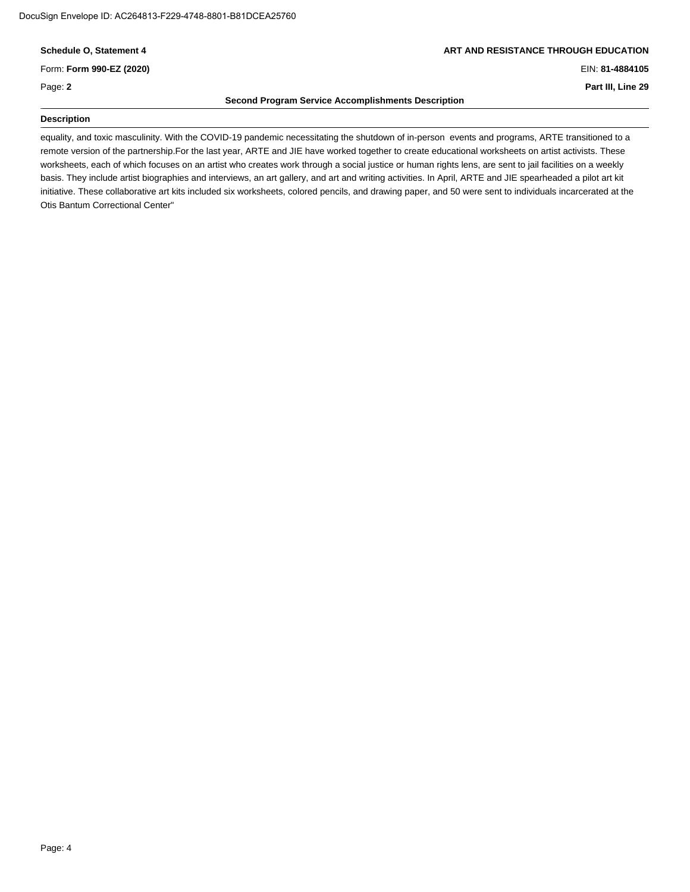DocuSign Envelope ID: AC264813-F229-4748-8801-B81DCEA25760

**Schedule O, Statement 4** | **ART AND RESISTANCE THROUGH EDUCATION**

Form: **Form 990-EZ (2020)** | EIN: **81-4884105**

Page: **2** | **Part III, Line 29**

**Second Program Service Accomplishments Description**

**Description**

equality, and toxic masculinity. With the COVID-19 pandemic necessitating the shutdown of in-person events and programs, ARTE transitioned to a remote version of the partnership.For the last year, ARTE and JIE have worked together to create educational worksheets on artist activists. These worksheets, each of which focuses on an artist who creates work through a social justice or human rights lens, are sent to jail facilities on a weekly basis. They include artist biographies and interviews, an art gallery, and art and writing activities. In April, ARTE and JIE spearheaded a pilot art kit initiative. These collaborative art kits included six worksheets, colored pencils, and drawing paper, and 50 were sent to individuals incarcerated at the Otis Bantum Correctional Center"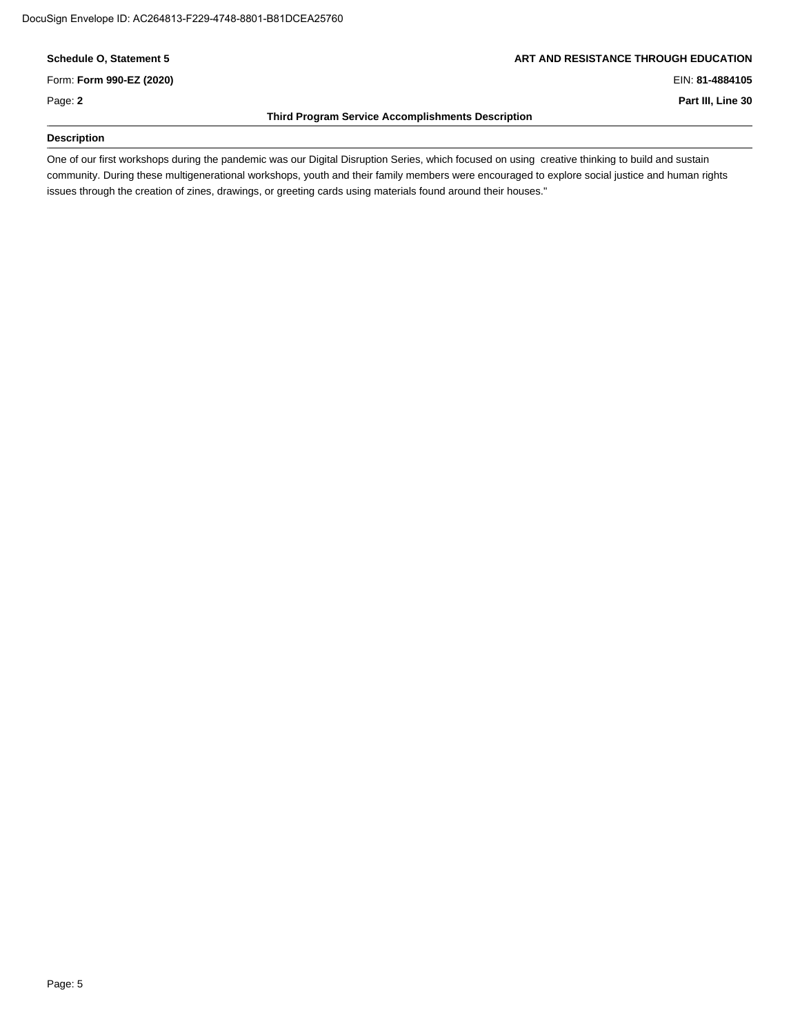**Schedule O, Statement 5** | **ART AND RESISTANCE THROUGH EDUCATION**

Form: **Form 990-EZ (2020)** | EIN: **81-4884105**

Page: **2** | **Part III, Line 30**

### Third Program Service Accomplishments Description

**Description**

One of our first workshops during the pandemic was our Digital Disruption Series, which focused on using creative thinking to build and sustain community. During these multigenerational workshops, youth and their family members were encouraged to explore social justice and human rights issues through the creation of zines, drawings, or greeting cards using materials found around their houses."